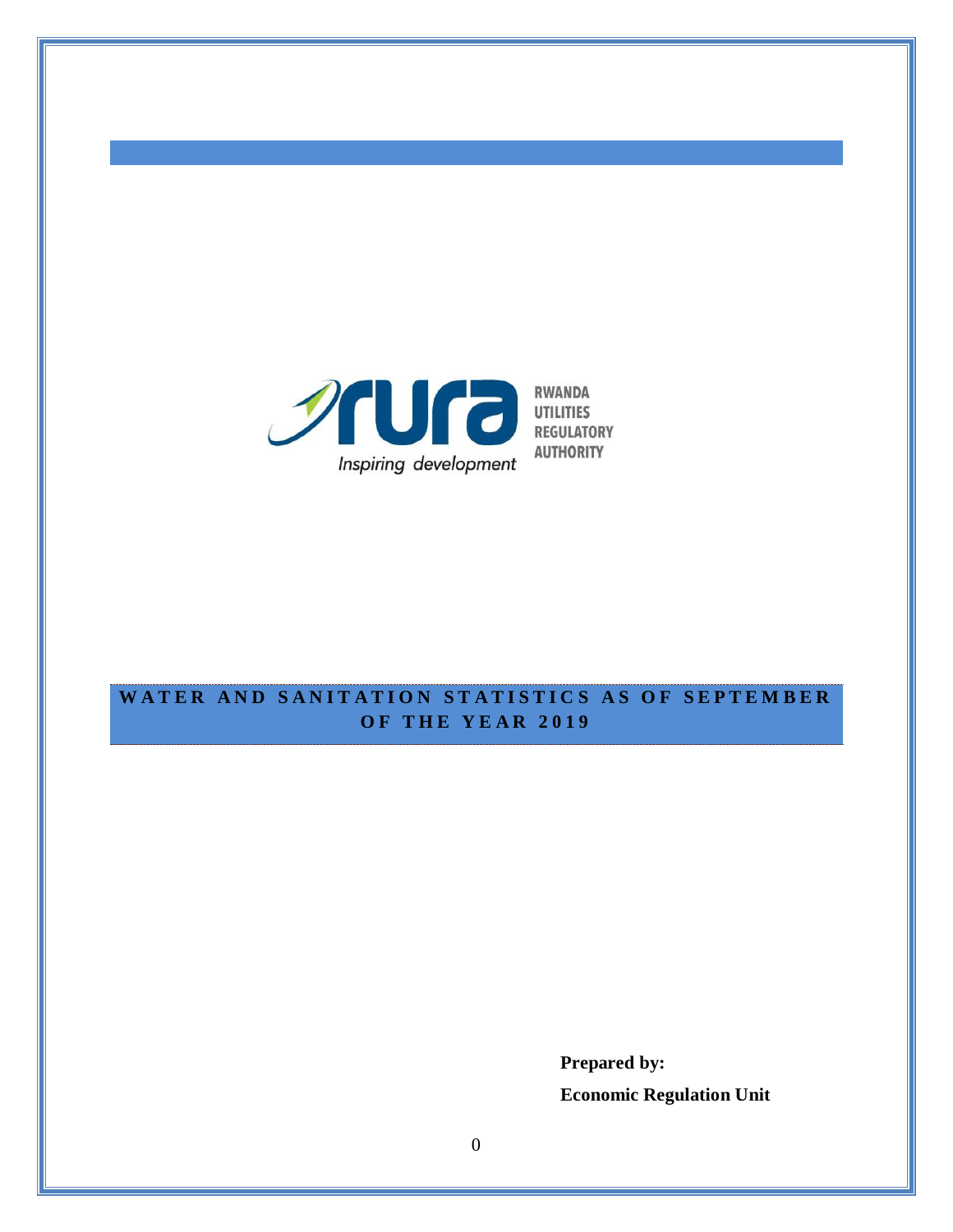RWANDA UTILITIES REGULATORY AUTHORITY

*Inspiring development*

# WATER AND SANITATION STATISTICS AS OF SEPTEMBER OF THE YEAR 2019

**Prepared by:**

**Economic Regulation Unit**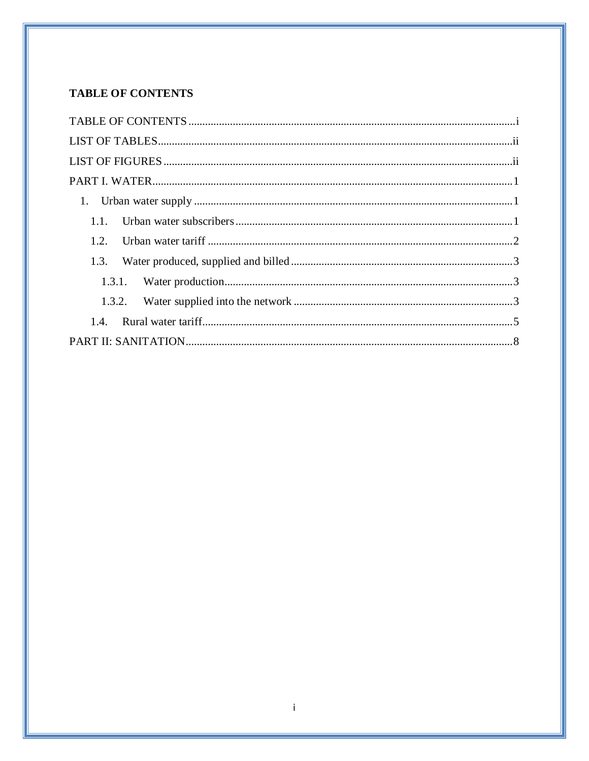**TABLE OF CONTENTS**

TABLE OF CONTENTS ........................................................................................................ i

LIST OF TABLES ............................................................................................................. ii

LIST OF FIGURES ........................................................................................................... ii

PART I. WATER ................................................................................................................ 1

- 1. Urban water supply ................................................................................................. 1
  - 1.1. Urban water subscribers .................................................................................... 1
  - 1.2. Urban water tariff .............................................................................................. 2
  - 1.3. Water produced, supplied and billed ................................................................. 3
    - 1.3.1. Water production ........................................................................................ 3
    - 1.3.2. Water supplied into the network ................................................................ 3
  - 1.4. Rural water tariff ................................................................................................ 5

PART II: SANITATION ...................................................................................................... 8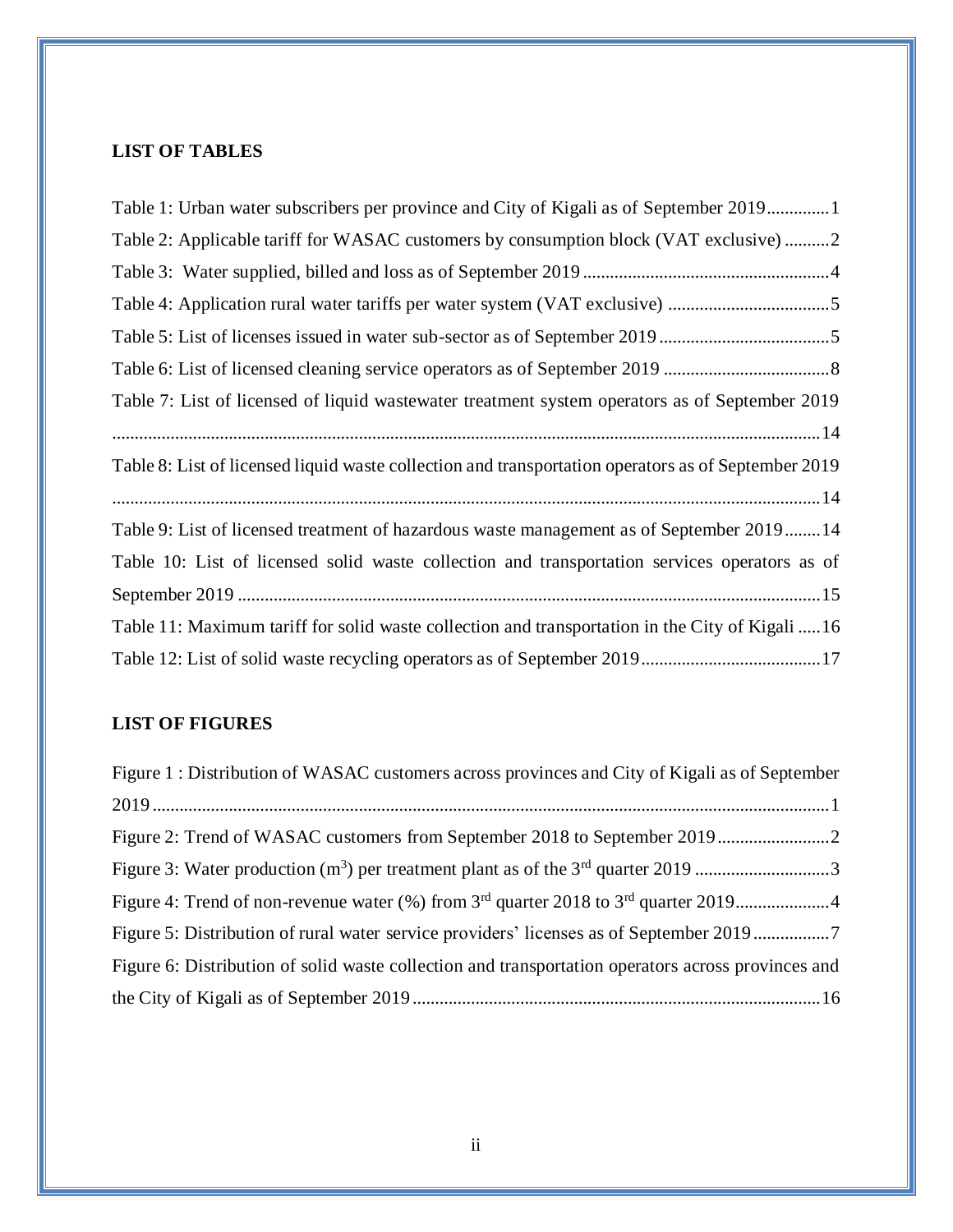## LIST OF TABLES

Table 1: Urban water subscribers per province and City of Kigali as of September 2019.............1

Table 2: Applicable tariff for WASAC customers by consumption block (VAT exclusive) ..........2

Table 3: Water supplied, billed and loss as of September 2019.......................................................4

Table 4: Application rural water tariffs per water system (VAT exclusive) ....................................5

Table 5: List of licenses issued in water sub-sector as of September 2019......................................5

Table 6: List of licensed cleaning service operators as of September 2019 .....................................8

Table 7: List of licensed of liquid wastewater treatment system operators as of September 2019 .............................................................................................................................................14

Table 8: List of licensed liquid waste collection and transportation operators as of September 2019 .............................................................................................................................................14

Table 9: List of licensed treatment of hazardous waste management as of September 2019........14

Table 10: List of licensed solid waste collection and transportation services operators as of September 2019 .................................................................................................................................15

Table 11: Maximum tariff for solid waste collection and transportation in the City of Kigali .....16

Table 12: List of solid waste recycling operators as of September 2019........................................17

## LIST OF FIGURES

Figure 1 : Distribution of WASAC customers across provinces and City of Kigali as of September 2019.....................................................................................................................................................1

Figure 2: Trend of WASAC customers from September 2018 to September 2019.........................2

Figure 3: Water production ($m^3$) per treatment plant as of the 3rd quarter 2019 ..............................3

Figure 4: Trend of non-revenue water (%) from 3rd quarter 2018 to 3rd quarter 2019.....................4

Figure 5: Distribution of rural water service providers' licenses as of September 2019.................7

Figure 6: Distribution of solid waste collection and transportation operators across provinces and the City of Kigali as of September 2019..........................................................................................16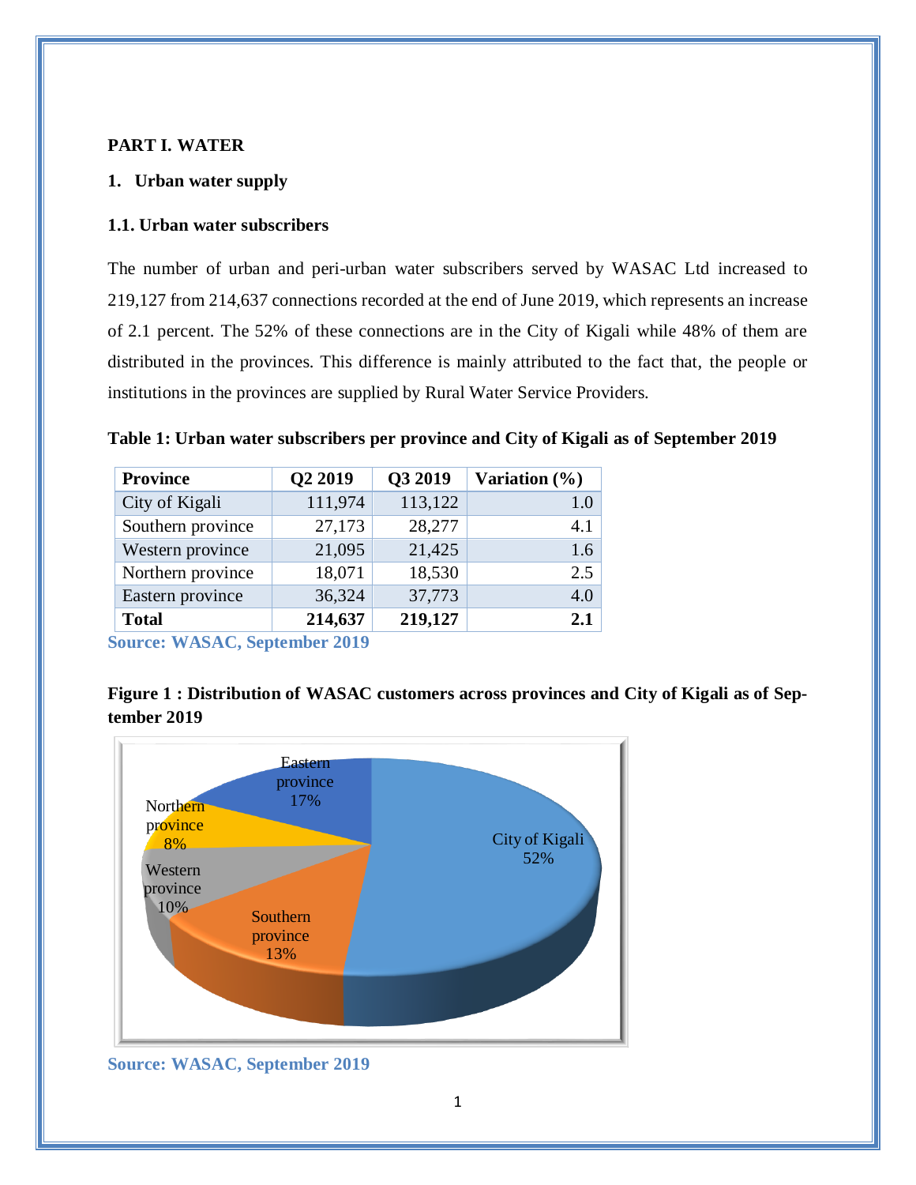# PART I. WATER

## 1. Urban water supply

### 1.1. Urban water subscribers

The number of urban and peri-urban water subscribers served by WASAC Ltd increased to 219,127 from 214,637 connections recorded at the end of June 2019, which represents an increase of 2.1 percent. The 52% of these connections are in the City of Kigali while 48% of them are distributed in the provinces. This difference is mainly attributed to the fact that, the people or institutions in the provinces are supplied by Rural Water Service Providers.

**Table 1: Urban water subscribers per province and City of Kigali as of September 2019**

| Province | Q2 2019 | Q3 2019 | Variation (%) |
|---|---|---|---|
| City of Kigali | 111,974 | 113,122 | 1.0 |
| Southern province | 27,173 | 28,277 | 4.1 |
| Western province | 21,095 | 21,425 | 1.6 |
| Northern province | 18,071 | 18,530 | 2.5 |
| Eastern province | 36,324 | 37,773 | 4.0 |
| **Total** | **214,637** | **219,127** | **2.1** |

**Source: WASAC, September 2019**

**Figure 1 : Distribution of WASAC customers across provinces and City of Kigali as of September 2019**

| Province | Share |
|---|---|
| City of Kigali | 52% |
| Southern province | 13% |
| Western province | 10% |
| Northern province | 8% |
| Eastern province | 17% |

**Source: WASAC, September 2019**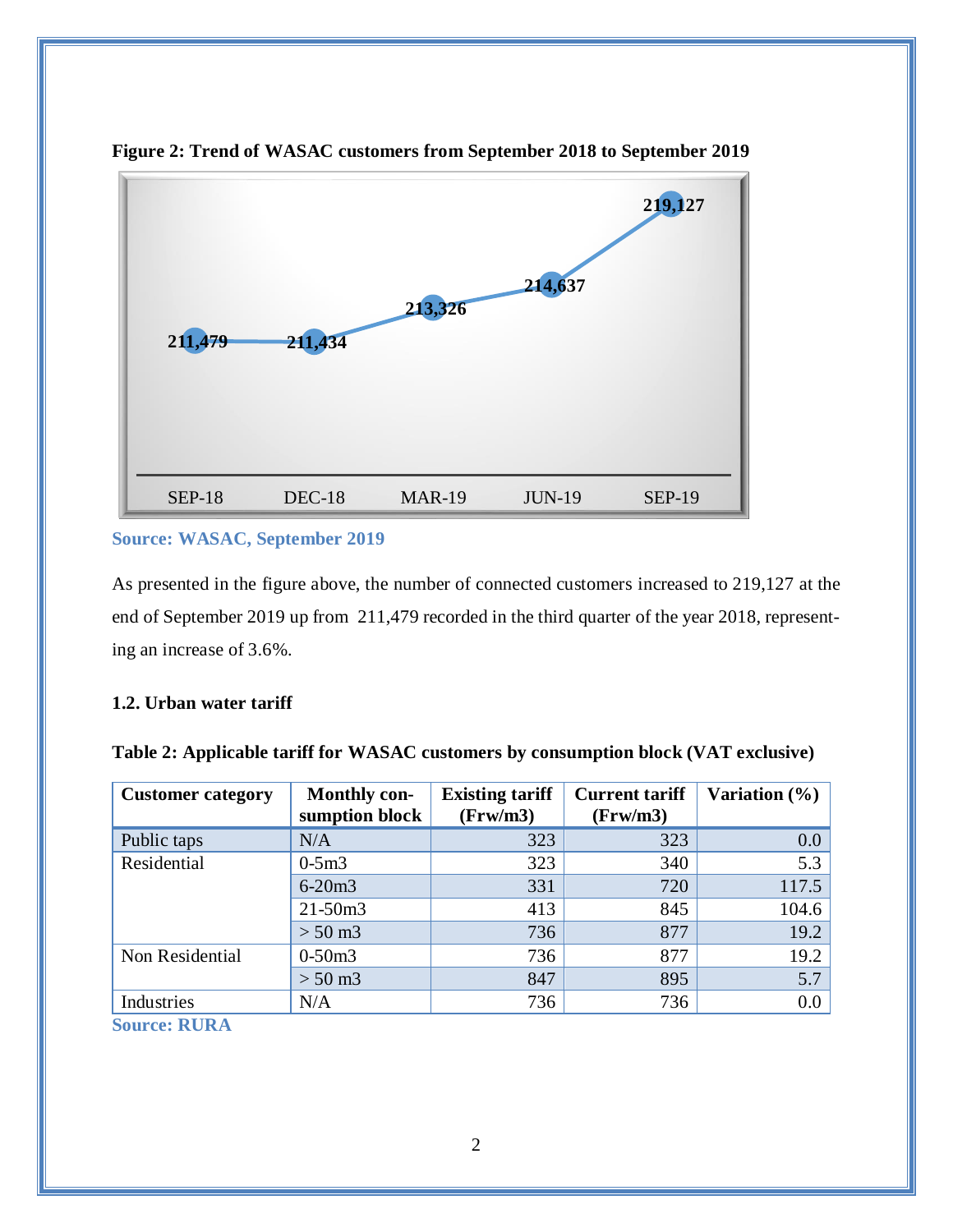**Figure 2: Trend of WASAC customers from September 2018 to September 2019**

| SEP-18 | DEC-18 | MAR-19 | JUN-19 | SEP-19 |
|---|---|---|---|---|
| 211,479 | 211,434 | 213,326 | 214,637 | 219,127 |

**Source: WASAC, September 2019**

As presented in the figure above, the number of connected customers increased to 219,127 at the end of September 2019 up from 211,479 recorded in the third quarter of the year 2018, representing an increase of 3.6%.

### 1.2. Urban water tariff

**Table 2: Applicable tariff for WASAC customers by consumption block (VAT exclusive)**

| Customer category | Monthly consumption block | Existing tariff (Frw/m3) | Current tariff (Frw/m3) | Variation (%) |
|---|---|---|---|---|
| Public taps | N/A | 323 | 323 | 0.0 |
| Residential | 0-5m3 | 323 | 340 | 5.3 |
| | 6-20m3 | 331 | 720 | 117.5 |
| | 21-50m3 | 413 | 845 | 104.6 |
| | > 50 m3 | 736 | 877 | 19.2 |
| Non Residential | 0-50m3 | 736 | 877 | 19.2 |
| | > 50 m3 | 847 | 895 | 5.7 |
| Industries | N/A | 736 | 736 | 0.0 |

**Source: RURA**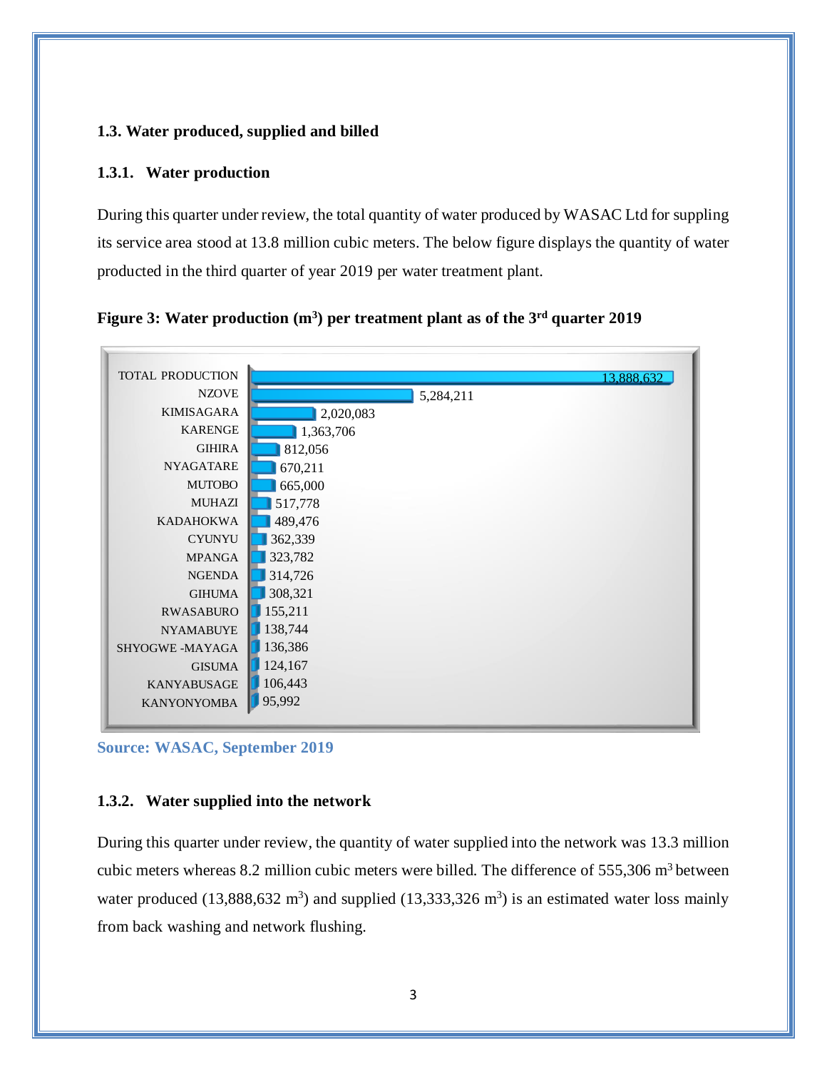## 1.3. Water produced, supplied and billed

### 1.3.1. Water production

During this quarter under review, the total quantity of water produced by WASAC Ltd for suppling its service area stood at 13.8 million cubic meters. The below figure displays the quantity of water producted in the third quarter of year 2019 per water treatment plant.

**Figure 3: Water production ($m^3$) per treatment plant as of the 3rd quarter 2019**

| Treatment plant | Production ($m^3$) |
| --- | --- |
| TOTAL PRODUCTION | 13,888,632 |
| NZOVE | 5,284,211 |
| KIMISAGARA | 2,020,083 |
| KARENGE | 1,363,706 |
| GIHIRA | 812,056 |
| NYAGATARE | 670,211 |
| MUTOBO | 665,000 |
| MUHAZI | 517,778 |
| KADAHOKWA | 489,476 |
| CYUNYU | 362,339 |
| MPANGA | 323,782 |
| NGENDA | 314,726 |
| GIHUMA | 308,321 |
| RWASABURO | 155,211 |
| NYAMABUYE | 138,744 |
| SHYOGWE -MAYAGA | 136,386 |
| GISUMA | 124,167 |
| KANYABUSAGE | 106,443 |
| KANYONYOMBA | 95,992 |

**Source: WASAC, September 2019**

### 1.3.2. Water supplied into the network

During this quarter under review, the quantity of water supplied into the network was 13.3 million cubic meters whereas 8.2 million cubic meters were billed. The difference of 555,306 $m^3$ between water produced (13,888,632 $m^3$) and supplied (13,333,326 $m^3$) is an estimated water loss mainly from back washing and network flushing.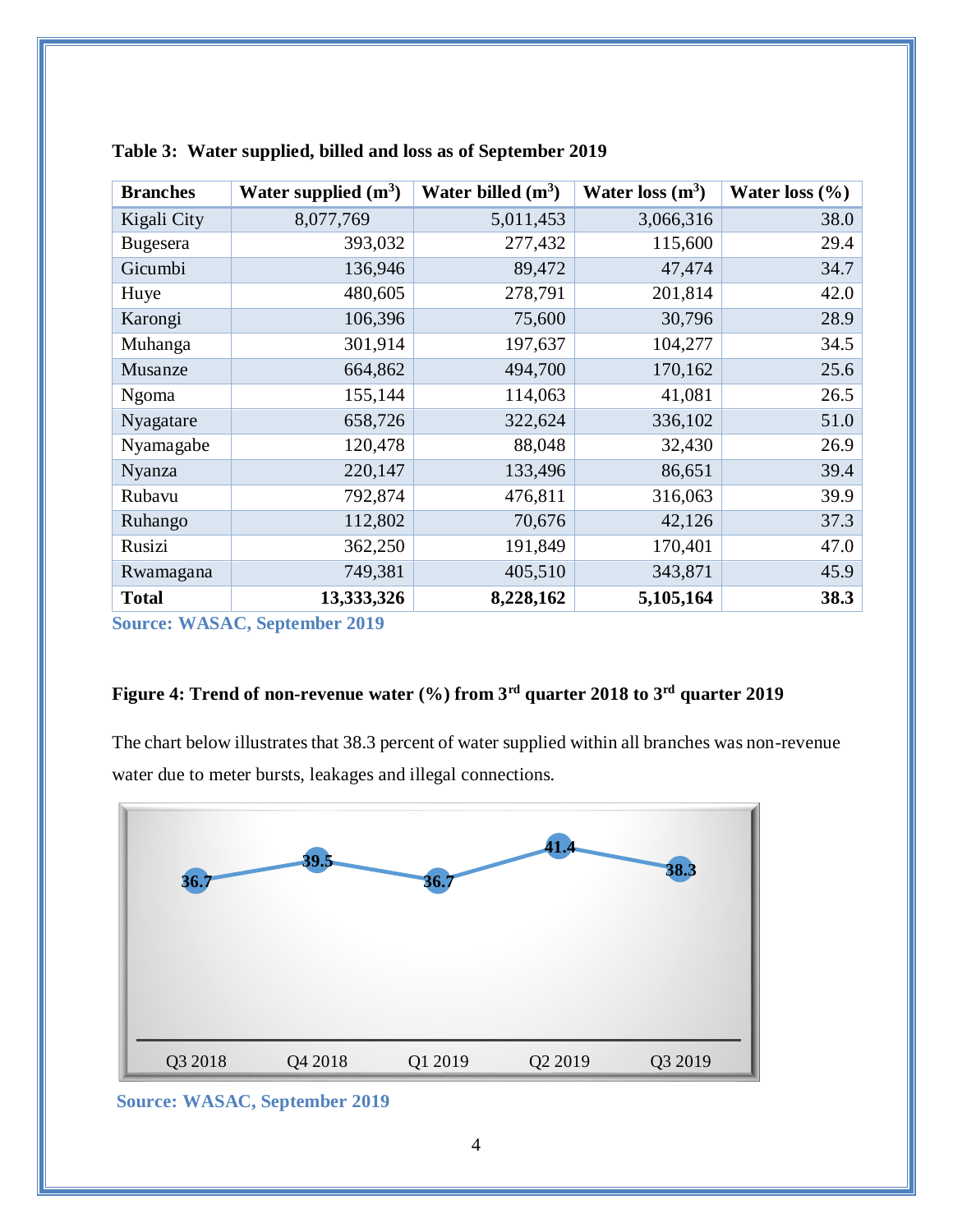**Table 3: Water supplied, billed and loss as of September 2019**

| Branches | Water supplied ($m^3$) | Water billed ($m^3$) | Water loss ($m^3$) | Water loss (%) |
|---|---|---|---|---|
| Kigali City | 8,077,769 | 5,011,453 | 3,066,316 | 38.0 |
| Bugesera | 393,032 | 277,432 | 115,600 | 29.4 |
| Gicumbi | 136,946 | 89,472 | 47,474 | 34.7 |
| Huye | 480,605 | 278,791 | 201,814 | 42.0 |
| Karongi | 106,396 | 75,600 | 30,796 | 28.9 |
| Muhanga | 301,914 | 197,637 | 104,277 | 34.5 |
| Musanze | 664,862 | 494,700 | 170,162 | 25.6 |
| Ngoma | 155,144 | 114,063 | 41,081 | 26.5 |
| Nyagatare | 658,726 | 322,624 | 336,102 | 51.0 |
| Nyamagabe | 120,478 | 88,048 | 32,430 | 26.9 |
| Nyanza | 220,147 | 133,496 | 86,651 | 39.4 |
| Rubavu | 792,874 | 476,811 | 316,063 | 39.9 |
| Ruhango | 112,802 | 70,676 | 42,126 | 37.3 |
| Rusizi | 362,250 | 191,849 | 170,401 | 47.0 |
| Rwamagana | 749,381 | 405,510 | 343,871 | 45.9 |
| **Total** | **13,333,326** | **8,228,162** | **5,105,164** | **38.3** |

**Source: WASAC, September 2019**

**Figure 4: Trend of non-revenue water (%) from 3rd quarter 2018 to 3rd quarter 2019**

The chart below illustrates that 38.3 percent of water supplied within all branches was non-revenue water due to meter bursts, leakages and illegal connections.

| Q3 2018 | Q4 2018 | Q1 2019 | Q2 2019 | Q3 2019 |
|---|---|---|---|---|
| 36.7 | 39.5 | 36.7 | 41.4 | 38.3 |

**Source: WASAC, September 2019**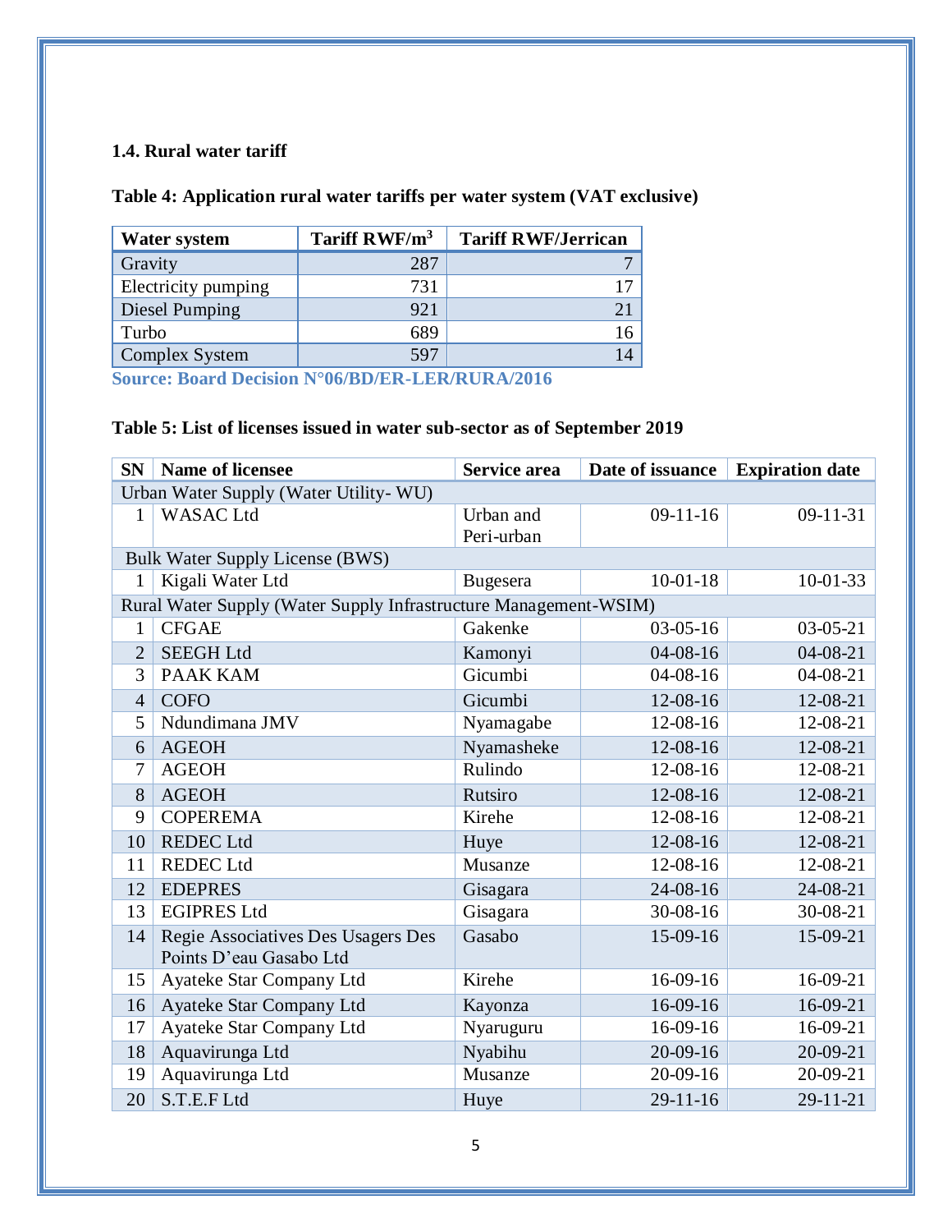### 1.4. Rural water tariff

**Table 4: Application rural water tariffs per water system (VAT exclusive)**

| Water system | Tariff RWF/m$^3$ | Tariff RWF/Jerrican |
|---|---|---|
| Gravity | 287 | 7 |
| Electricity pumping | 731 | 17 |
| Diesel Pumping | 921 | 21 |
| Turbo | 689 | 16 |
| Complex System | 597 | 14 |

**Source: Board Decision N°06/BD/ER-LER/RURA/2016**

**Table 5: List of licenses issued in water sub-sector as of September 2019**

| SN | Name of licensee | Service area | Date of issuance | Expiration date |
|---|---|---|---|---|
| Urban Water Supply (Water Utility- WU) | | | | |
| 1 | WASAC Ltd | Urban and Peri-urban | 09-11-16 | 09-11-31 |
| Bulk Water Supply License (BWS) | | | | |
| 1 | Kigali Water Ltd | Bugesera | 10-01-18 | 10-01-33 |
| Rural Water Supply (Water Supply Infrastructure Management-WSIM) | | | | |
| 1 | CFGAE | Gakenke | 03-05-16 | 03-05-21 |
| 2 | SEEGH Ltd | Kamonyi | 04-08-16 | 04-08-21 |
| 3 | PAAK KAM | Gicumbi | 04-08-16 | 04-08-21 |
| 4 | COFO | Gicumbi | 12-08-16 | 12-08-21 |
| 5 | Ndundimana JMV | Nyamagabe | 12-08-16 | 12-08-21 |
| 6 | AGEOH | Nyamasheke | 12-08-16 | 12-08-21 |
| 7 | AGEOH | Rulindo | 12-08-16 | 12-08-21 |
| 8 | AGEOH | Rutsiro | 12-08-16 | 12-08-21 |
| 9 | COPEREMA | Kirehe | 12-08-16 | 12-08-21 |
| 10 | REDEC Ltd | Huye | 12-08-16 | 12-08-21 |
| 11 | REDEC Ltd | Musanze | 12-08-16 | 12-08-21 |
| 12 | EDEPRES | Gisagara | 24-08-16 | 24-08-21 |
| 13 | EGIPRES Ltd | Gisagara | 30-08-16 | 30-08-21 |
| 14 | Regie Associatives Des Usagers Des Points D'eau Gasabo Ltd | Gasabo | 15-09-16 | 15-09-21 |
| 15 | Ayateke Star Company Ltd | Kirehe | 16-09-16 | 16-09-21 |
| 16 | Ayateke Star Company Ltd | Kayonza | 16-09-16 | 16-09-21 |
| 17 | Ayateke Star Company Ltd | Nyaruguru | 16-09-16 | 16-09-21 |
| 18 | Aquavirunga Ltd | Nyabihu | 20-09-16 | 20-09-21 |
| 19 | Aquavirunga Ltd | Musanze | 20-09-16 | 20-09-21 |
| 20 | S.T.E.F Ltd | Huye | 29-11-16 | 29-11-21 |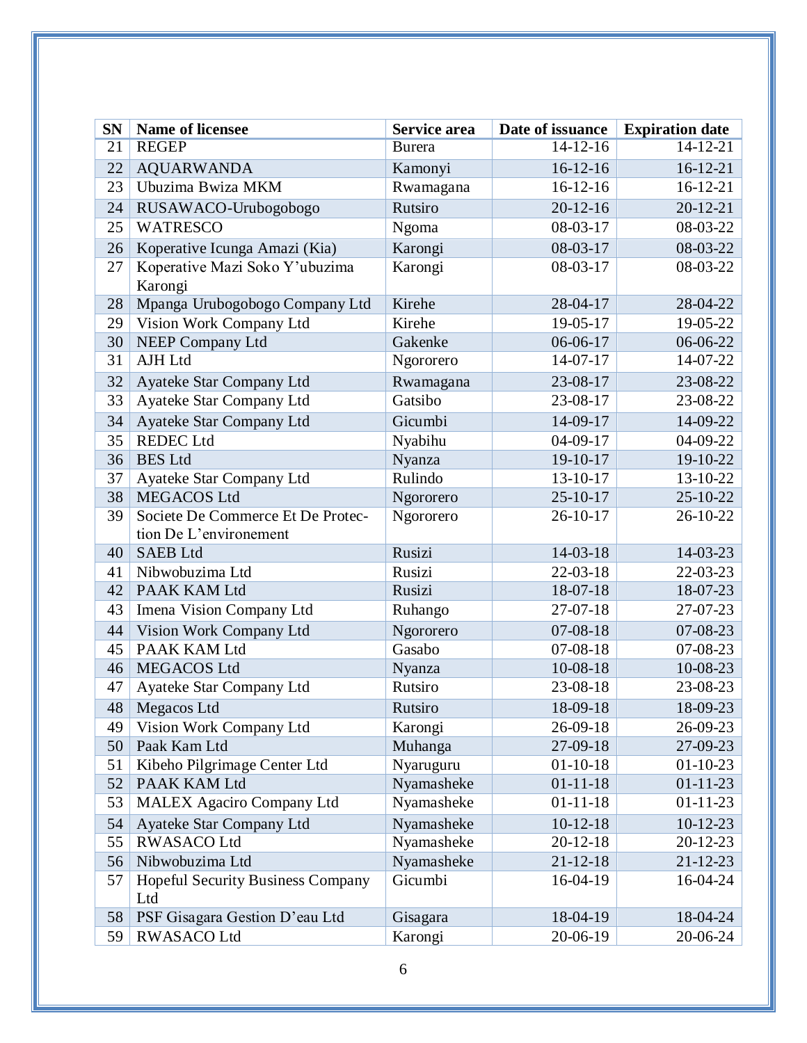| SN | Name of licensee | Service area | Date of issuance | Expiration date |
|---|---|---|---|---|
| 21 | REGEP | Burera | 14-12-16 | 14-12-21 |
| 22 | AQUARWANDA | Kamonyi | 16-12-16 | 16-12-21 |
| 23 | Ubuzima Bwiza MKM | Rwamagana | 16-12-16 | 16-12-21 |
| 24 | RUSAWACO-Urubogobogo | Rutsiro | 20-12-16 | 20-12-21 |
| 25 | WATRESCO | Ngoma | 08-03-17 | 08-03-22 |
| 26 | Koperative Icunga Amazi (Kia) | Karongi | 08-03-17 | 08-03-22 |
| 27 | Koperative Mazi Soko Y'ubuzima Karongi | Karongi | 08-03-17 | 08-03-22 |
| 28 | Mpanga Urubogobogo Company Ltd | Kirehe | 28-04-17 | 28-04-22 |
| 29 | Vision Work Company Ltd | Kirehe | 19-05-17 | 19-05-22 |
| 30 | NEEP Company Ltd | Gakenke | 06-06-17 | 06-06-22 |
| 31 | AJH Ltd | Ngororero | 14-07-17 | 14-07-22 |
| 32 | Ayateke Star Company Ltd | Rwamagana | 23-08-17 | 23-08-22 |
| 33 | Ayateke Star Company Ltd | Gatsibo | 23-08-17 | 23-08-22 |
| 34 | Ayateke Star Company Ltd | Gicumbi | 14-09-17 | 14-09-22 |
| 35 | REDEC Ltd | Nyabihu | 04-09-17 | 04-09-22 |
| 36 | BES Ltd | Nyanza | 19-10-17 | 19-10-22 |
| 37 | Ayateke Star Company Ltd | Rulindo | 13-10-17 | 13-10-22 |
| 38 | MEGACOS Ltd | Ngororero | 25-10-17 | 25-10-22 |
| 39 | Societe De Commerce Et De Protection De L'environement | Ngororero | 26-10-17 | 26-10-22 |
| 40 | SAEB Ltd | Rusizi | 14-03-18 | 14-03-23 |
| 41 | Nibwobuzima Ltd | Rusizi | 22-03-18 | 22-03-23 |
| 42 | PAAK KAM Ltd | Rusizi | 18-07-18 | 18-07-23 |
| 43 | Imena Vision Company Ltd | Ruhango | 27-07-18 | 27-07-23 |
| 44 | Vision Work Company Ltd | Ngororero | 07-08-18 | 07-08-23 |
| 45 | PAAK KAM Ltd | Gasabo | 07-08-18 | 07-08-23 |
| 46 | MEGACOS Ltd | Nyanza | 10-08-18 | 10-08-23 |
| 47 | Ayateke Star Company Ltd | Rutsiro | 23-08-18 | 23-08-23 |
| 48 | Megacos Ltd | Rutsiro | 18-09-18 | 18-09-23 |
| 49 | Vision Work Company Ltd | Karongi | 26-09-18 | 26-09-23 |
| 50 | Paak Kam Ltd | Muhanga | 27-09-18 | 27-09-23 |
| 51 | Kibeho Pilgrimage Center Ltd | Nyaruguru | 01-10-18 | 01-10-23 |
| 52 | PAAK KAM Ltd | Nyamasheke | 01-11-18 | 01-11-23 |
| 53 | MALEX Agaciro Company Ltd | Nyamasheke | 01-11-18 | 01-11-23 |
| 54 | Ayateke Star Company Ltd | Nyamasheke | 10-12-18 | 10-12-23 |
| 55 | RWASACO Ltd | Nyamasheke | 20-12-18 | 20-12-23 |
| 56 | Nibwobuzima Ltd | Nyamasheke | 21-12-18 | 21-12-23 |
| 57 | Hopeful Security Business Company Ltd | Gicumbi | 16-04-19 | 16-04-24 |
| 58 | PSF Gisagara Gestion D'eau Ltd | Gisagara | 18-04-19 | 18-04-24 |
| 59 | RWASACO Ltd | Karongi | 20-06-19 | 20-06-24 |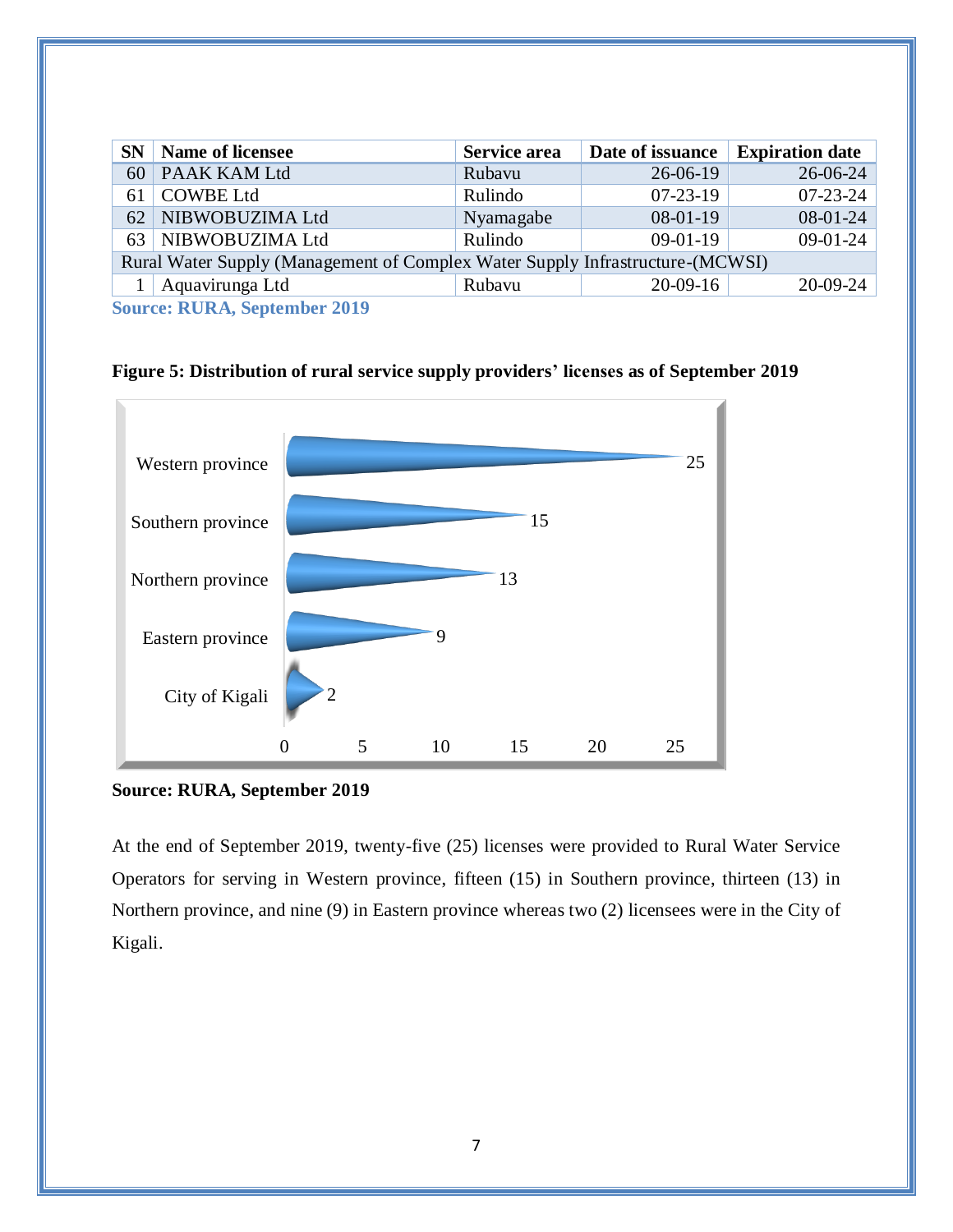| SN | Name of licensee | Service area | Date of issuance | Expiration date |
|---|---|---|---|---|
| 60 | PAAK KAM Ltd | Rubavu | 26-06-19 | 26-06-24 |
| 61 | COWBE Ltd | Rulindo | 07-23-19 | 07-23-24 |
| 62 | NIBWOBUZIMA Ltd | Nyamagabe | 08-01-19 | 08-01-24 |
| 63 | NIBWOBUZIMA Ltd | Rulindo | 09-01-19 | 09-01-24 |
| Rural Water Supply (Management of Complex Water Supply Infrastructure-(MCWSI) | | | | |
| 1 | Aquavirunga Ltd | Rubavu | 20-09-16 | 20-09-24 |

**Source: RURA, September 2019**

**Figure 5: Distribution of rural service supply providers' licenses as of September 2019**

| Province | Number of licenses |
|---|---|
| Western province | 25 |
| Southern province | 15 |
| Northern province | 13 |
| Eastern province | 9 |
| City of Kigali | 2 |

**Source: RURA, September 2019**

At the end of September 2019, twenty-five (25) licenses were provided to Rural Water Service Operators for serving in Western province, fifteen (15) in Southern province, thirteen (13) in Northern province, and nine (9) in Eastern province whereas two (2) licensees were in the City of Kigali.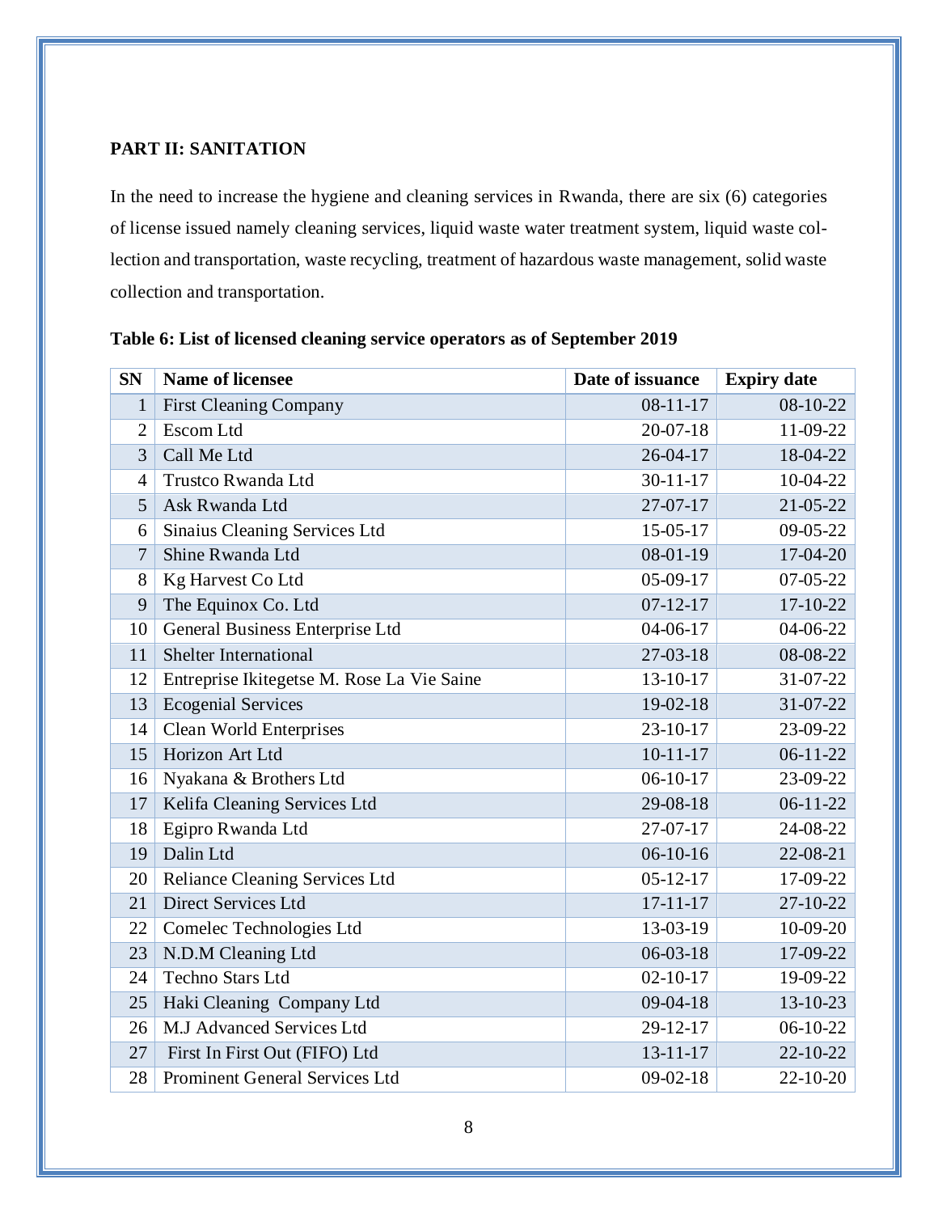## PART II: SANITATION

In the need to increase the hygiene and cleaning services in Rwanda, there are six (6) categories of license issued namely cleaning services, liquid waste water treatment system, liquid waste collection and transportation, waste recycling, treatment of hazardous waste management, solid waste collection and transportation.

**Table 6: List of licensed cleaning service operators as of September 2019**

| SN | Name of licensee | Date of issuance | Expiry date |
|---|---|---|---|
| 1 | First Cleaning Company | 08-11-17 | 08-10-22 |
| 2 | Escom Ltd | 20-07-18 | 11-09-22 |
| 3 | Call Me Ltd | 26-04-17 | 18-04-22 |
| 4 | Trustco Rwanda Ltd | 30-11-17 | 10-04-22 |
| 5 | Ask Rwanda Ltd | 27-07-17 | 21-05-22 |
| 6 | Sinaius Cleaning Services Ltd | 15-05-17 | 09-05-22 |
| 7 | Shine Rwanda Ltd | 08-01-19 | 17-04-20 |
| 8 | Kg Harvest Co Ltd | 05-09-17 | 07-05-22 |
| 9 | The Equinox Co. Ltd | 07-12-17 | 17-10-22 |
| 10 | General Business Enterprise Ltd | 04-06-17 | 04-06-22 |
| 11 | Shelter International | 27-03-18 | 08-08-22 |
| 12 | Entreprise Ikitegetse M. Rose La Vie Saine | 13-10-17 | 31-07-22 |
| 13 | Ecogenial Services | 19-02-18 | 31-07-22 |
| 14 | Clean World Enterprises | 23-10-17 | 23-09-22 |
| 15 | Horizon Art Ltd | 10-11-17 | 06-11-22 |
| 16 | Nyakana & Brothers Ltd | 06-10-17 | 23-09-22 |
| 17 | Kelifa Cleaning Services Ltd | 29-08-18 | 06-11-22 |
| 18 | Egipro Rwanda Ltd | 27-07-17 | 24-08-22 |
| 19 | Dalin Ltd | 06-10-16 | 22-08-21 |
| 20 | Reliance Cleaning Services Ltd | 05-12-17 | 17-09-22 |
| 21 | Direct Services Ltd | 17-11-17 | 27-10-22 |
| 22 | Comelec Technologies Ltd | 13-03-19 | 10-09-20 |
| 23 | N.D.M Cleaning Ltd | 06-03-18 | 17-09-22 |
| 24 | Techno Stars Ltd | 02-10-17 | 19-09-22 |
| 25 | Haki Cleaning Company Ltd | 09-04-18 | 13-10-23 |
| 26 | M.J Advanced Services Ltd | 29-12-17 | 06-10-22 |
| 27 | First In First Out (FIFO) Ltd | 13-11-17 | 22-10-22 |
| 28 | Prominent General Services Ltd | 09-02-18 | 22-10-20 |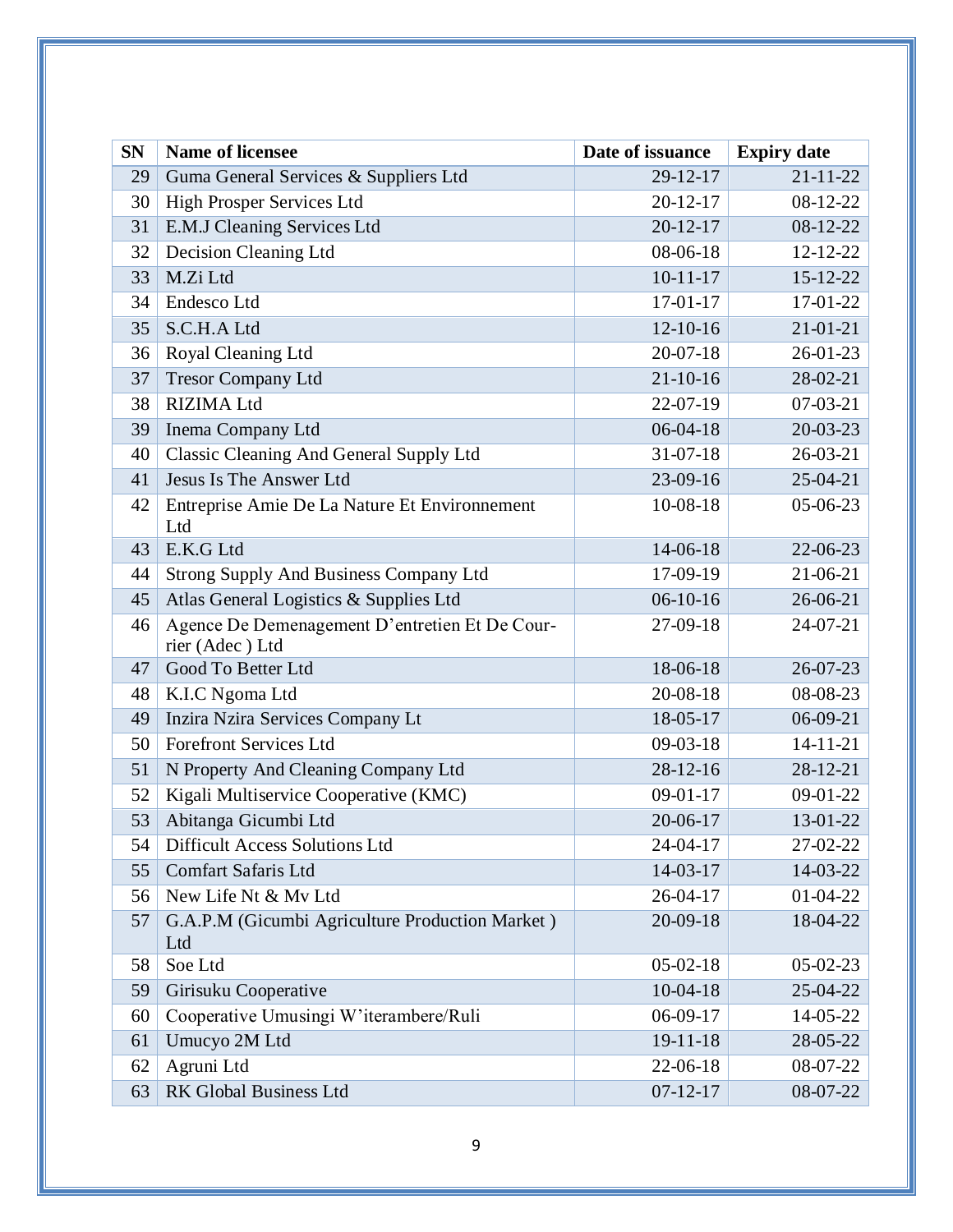| SN | Name of licensee | Date of issuance | Expiry date |
|---|---|---|---|
| 29 | Guma General Services & Suppliers Ltd | 29-12-17 | 21-11-22 |
| 30 | High Prosper Services Ltd | 20-12-17 | 08-12-22 |
| 31 | E.M.J Cleaning Services Ltd | 20-12-17 | 08-12-22 |
| 32 | Decision Cleaning Ltd | 08-06-18 | 12-12-22 |
| 33 | M.Zi Ltd | 10-11-17 | 15-12-22 |
| 34 | Endesco Ltd | 17-01-17 | 17-01-22 |
| 35 | S.C.H.A Ltd | 12-10-16 | 21-01-21 |
| 36 | Royal Cleaning Ltd | 20-07-18 | 26-01-23 |
| 37 | Tresor Company Ltd | 21-10-16 | 28-02-21 |
| 38 | RIZIMA Ltd | 22-07-19 | 07-03-21 |
| 39 | Inema Company Ltd | 06-04-18 | 20-03-23 |
| 40 | Classic Cleaning And General Supply Ltd | 31-07-18 | 26-03-21 |
| 41 | Jesus Is The Answer Ltd | 23-09-16 | 25-04-21 |
| 42 | Entreprise Amie De La Nature Et Environnement Ltd | 10-08-18 | 05-06-23 |
| 43 | E.K.G Ltd | 14-06-18 | 22-06-23 |
| 44 | Strong Supply And Business Company Ltd | 17-09-19 | 21-06-21 |
| 45 | Atlas General Logistics & Supplies Ltd | 06-10-16 | 26-06-21 |
| 46 | Agence De Demenagement D'entretien Et De Courrier (Adec ) Ltd | 27-09-18 | 24-07-21 |
| 47 | Good To Better Ltd | 18-06-18 | 26-07-23 |
| 48 | K.I.C Ngoma Ltd | 20-08-18 | 08-08-23 |
| 49 | Inzira Nzira Services Company Lt | 18-05-17 | 06-09-21 |
| 50 | Forefront Services Ltd | 09-03-18 | 14-11-21 |
| 51 | N Property And Cleaning Company Ltd | 28-12-16 | 28-12-21 |
| 52 | Kigali Multiservice Cooperative (KMC) | 09-01-17 | 09-01-22 |
| 53 | Abitanga Gicumbi Ltd | 20-06-17 | 13-01-22 |
| 54 | Difficult Access Solutions Ltd | 24-04-17 | 27-02-22 |
| 55 | Comfart Safaris Ltd | 14-03-17 | 14-03-22 |
| 56 | New Life Nt & Mv Ltd | 26-04-17 | 01-04-22 |
| 57 | G.A.P.M (Gicumbi Agriculture Production Market ) Ltd | 20-09-18 | 18-04-22 |
| 58 | Soe Ltd | 05-02-18 | 05-02-23 |
| 59 | Girisuku Cooperative | 10-04-18 | 25-04-22 |
| 60 | Cooperative Umusingi W'iterambere/Ruli | 06-09-17 | 14-05-22 |
| 61 | Umucyo 2M Ltd | 19-11-18 | 28-05-22 |
| 62 | Agruni Ltd | 22-06-18 | 08-07-22 |
| 63 | RK Global Business Ltd | 07-12-17 | 08-07-22 |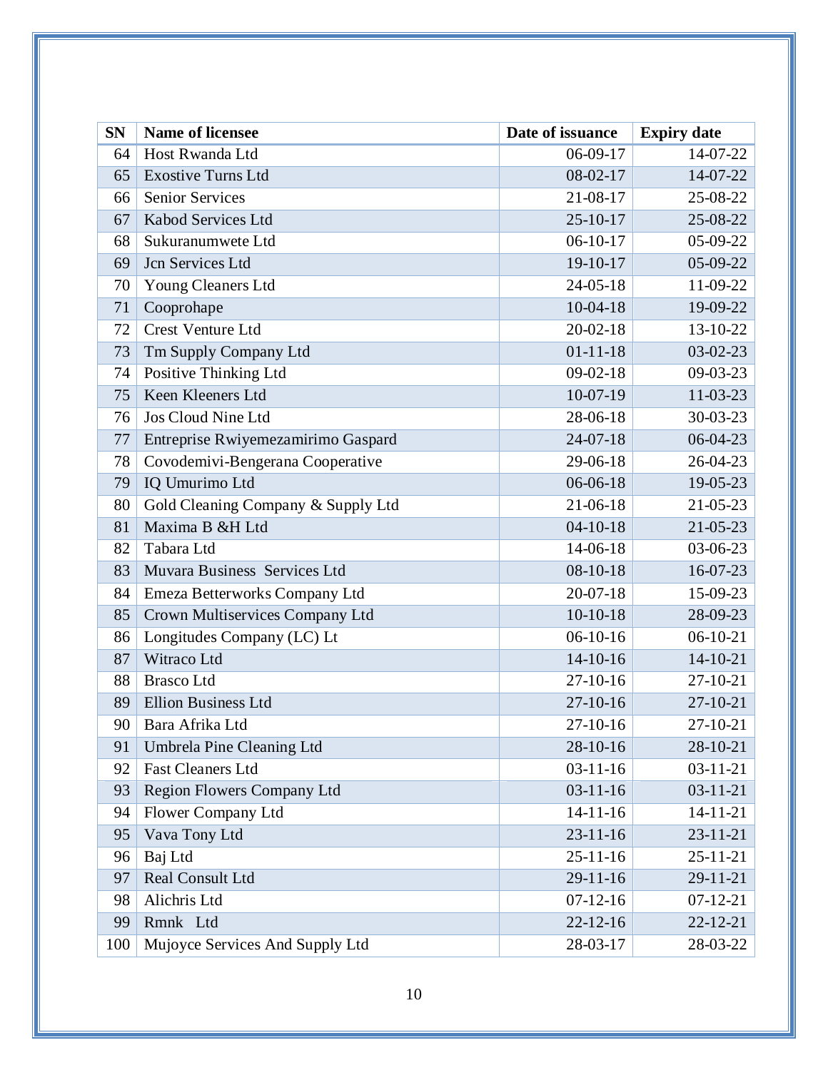| SN | Name of licensee | Date of issuance | Expiry date |
|---|---|---|---|
| 64 | Host Rwanda Ltd | 06-09-17 | 14-07-22 |
| 65 | Exostive Turns Ltd | 08-02-17 | 14-07-22 |
| 66 | Senior Services | 21-08-17 | 25-08-22 |
| 67 | Kabod Services Ltd | 25-10-17 | 25-08-22 |
| 68 | Sukuranumwete Ltd | 06-10-17 | 05-09-22 |
| 69 | Jcn Services Ltd | 19-10-17 | 05-09-22 |
| 70 | Young Cleaners Ltd | 24-05-18 | 11-09-22 |
| 71 | Cooprohape | 10-04-18 | 19-09-22 |
| 72 | Crest Venture Ltd | 20-02-18 | 13-10-22 |
| 73 | Tm Supply Company Ltd | 01-11-18 | 03-02-23 |
| 74 | Positive Thinking Ltd | 09-02-18 | 09-03-23 |
| 75 | Keen Kleeners Ltd | 10-07-19 | 11-03-23 |
| 76 | Jos Cloud Nine Ltd | 28-06-18 | 30-03-23 |
| 77 | Entreprise Rwiyemezamirimo Gaspard | 24-07-18 | 06-04-23 |
| 78 | Covodemivi-Bengerana Cooperative | 29-06-18 | 26-04-23 |
| 79 | IQ Umurimo Ltd | 06-06-18 | 19-05-23 |
| 80 | Gold Cleaning Company & Supply Ltd | 21-06-18 | 21-05-23 |
| 81 | Maxima B &H Ltd | 04-10-18 | 21-05-23 |
| 82 | Tabara Ltd | 14-06-18 | 03-06-23 |
| 83 | Muvara Business Services Ltd | 08-10-18 | 16-07-23 |
| 84 | Emeza Betterworks Company Ltd | 20-07-18 | 15-09-23 |
| 85 | Crown Multiservices Company Ltd | 10-10-18 | 28-09-23 |
| 86 | Longitudes Company (LC) Lt | 06-10-16 | 06-10-21 |
| 87 | Witraco Ltd | 14-10-16 | 14-10-21 |
| 88 | Brasco Ltd | 27-10-16 | 27-10-21 |
| 89 | Ellion Business Ltd | 27-10-16 | 27-10-21 |
| 90 | Bara Afrika Ltd | 27-10-16 | 27-10-21 |
| 91 | Umbrela Pine Cleaning Ltd | 28-10-16 | 28-10-21 |
| 92 | Fast Cleaners Ltd | 03-11-16 | 03-11-21 |
| 93 | Region Flowers Company Ltd | 03-11-16 | 03-11-21 |
| 94 | Flower Company Ltd | 14-11-16 | 14-11-21 |
| 95 | Vava Tony Ltd | 23-11-16 | 23-11-21 |
| 96 | Baj Ltd | 25-11-16 | 25-11-21 |
| 97 | Real Consult Ltd | 29-11-16 | 29-11-21 |
| 98 | Alichris Ltd | 07-12-16 | 07-12-21 |
| 99 | Rmnk Ltd | 22-12-16 | 22-12-21 |
| 100 | Mujoyce Services And Supply Ltd | 28-03-17 | 28-03-22 |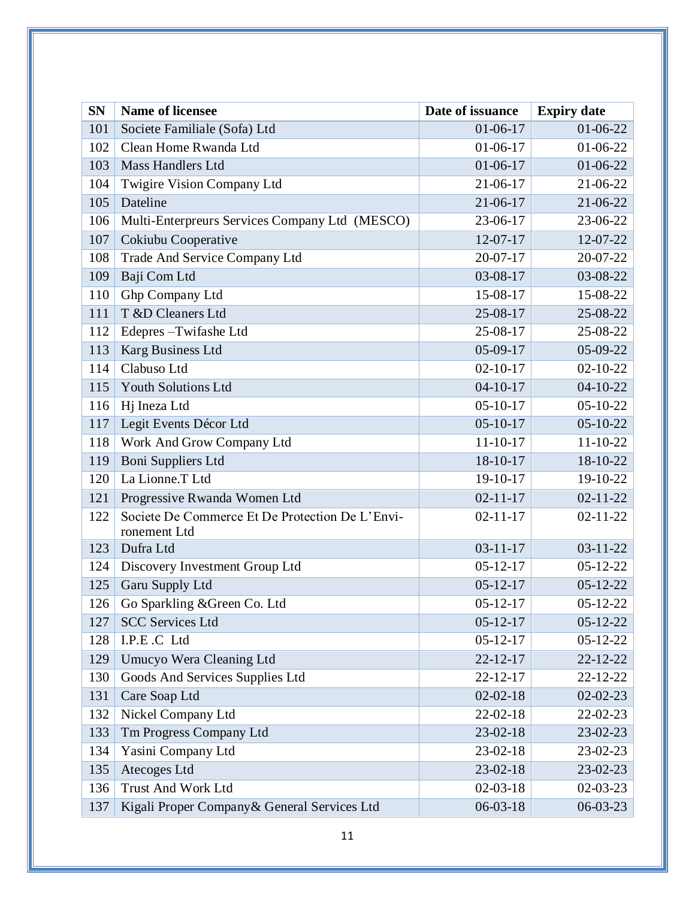| SN | Name of licensee | Date of issuance | Expiry date |
|---|---|---|---|
| 101 | Societe Familiale (Sofa) Ltd | 01-06-17 | 01-06-22 |
| 102 | Clean Home Rwanda Ltd | 01-06-17 | 01-06-22 |
| 103 | Mass Handlers Ltd | 01-06-17 | 01-06-22 |
| 104 | Twigire Vision Company Ltd | 21-06-17 | 21-06-22 |
| 105 | Dateline | 21-06-17 | 21-06-22 |
| 106 | Multi-Enterpreurs Services Company Ltd (MESCO) | 23-06-17 | 23-06-22 |
| 107 | Cokiubu Cooperative | 12-07-17 | 12-07-22 |
| 108 | Trade And Service Company Ltd | 20-07-17 | 20-07-22 |
| 109 | Baji Com Ltd | 03-08-17 | 03-08-22 |
| 110 | Ghp Company Ltd | 15-08-17 | 15-08-22 |
| 111 | T &D Cleaners Ltd | 25-08-17 | 25-08-22 |
| 112 | Edepres –Twifashe Ltd | 25-08-17 | 25-08-22 |
| 113 | Karg Business Ltd | 05-09-17 | 05-09-22 |
| 114 | Clabuso Ltd | 02-10-17 | 02-10-22 |
| 115 | Youth Solutions Ltd | 04-10-17 | 04-10-22 |
| 116 | Hj Ineza Ltd | 05-10-17 | 05-10-22 |
| 117 | Legit Events Décor Ltd | 05-10-17 | 05-10-22 |
| 118 | Work And Grow Company Ltd | 11-10-17 | 11-10-22 |
| 119 | Boni Suppliers Ltd | 18-10-17 | 18-10-22 |
| 120 | La Lionne.T Ltd | 19-10-17 | 19-10-22 |
| 121 | Progressive Rwanda Women Ltd | 02-11-17 | 02-11-22 |
| 122 | Societe De Commerce Et De Protection De L'Envi-ronement Ltd | 02-11-17 | 02-11-22 |
| 123 | Dufra Ltd | 03-11-17 | 03-11-22 |
| 124 | Discovery Investment Group Ltd | 05-12-17 | 05-12-22 |
| 125 | Garu Supply Ltd | 05-12-17 | 05-12-22 |
| 126 | Go Sparkling &Green Co. Ltd | 05-12-17 | 05-12-22 |
| 127 | SCC Services Ltd | 05-12-17 | 05-12-22 |
| 128 | I.P.E .C Ltd | 05-12-17 | 05-12-22 |
| 129 | Umucyo Wera Cleaning Ltd | 22-12-17 | 22-12-22 |
| 130 | Goods And Services Supplies Ltd | 22-12-17 | 22-12-22 |
| 131 | Care Soap Ltd | 02-02-18 | 02-02-23 |
| 132 | Nickel Company Ltd | 22-02-18 | 22-02-23 |
| 133 | Tm Progress Company Ltd | 23-02-18 | 23-02-23 |
| 134 | Yasini Company Ltd | 23-02-18 | 23-02-23 |
| 135 | Atecoges Ltd | 23-02-18 | 23-02-23 |
| 136 | Trust And Work Ltd | 02-03-18 | 02-03-23 |
| 137 | Kigali Proper Company& General Services Ltd | 06-03-18 | 06-03-23 |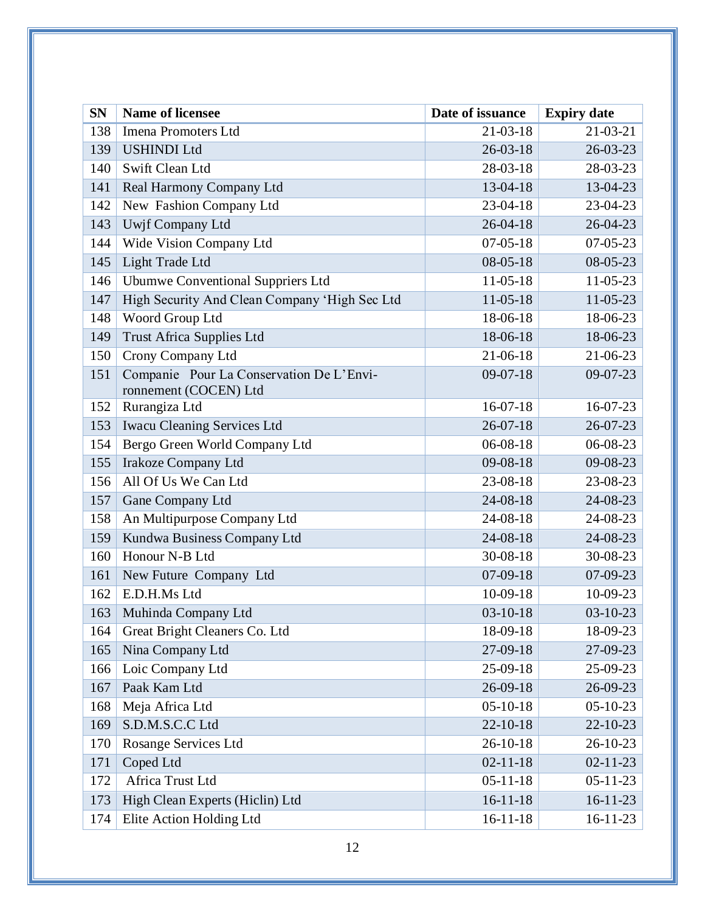| SN | Name of licensee | Date of issuance | Expiry date |
|---|---|---|---|
| 138 | Imena Promoters Ltd | 21-03-18 | 21-03-21 |
| 139 | USHINDI Ltd | 26-03-18 | 26-03-23 |
| 140 | Swift Clean Ltd | 28-03-18 | 28-03-23 |
| 141 | Real Harmony Company Ltd | 13-04-18 | 13-04-23 |
| 142 | New Fashion Company Ltd | 23-04-18 | 23-04-23 |
| 143 | Uwjf Company Ltd | 26-04-18 | 26-04-23 |
| 144 | Wide Vision Company Ltd | 07-05-18 | 07-05-23 |
| 145 | Light Trade Ltd | 08-05-18 | 08-05-23 |
| 146 | Ubumwe Conventional Suppriers Ltd | 11-05-18 | 11-05-23 |
| 147 | High Security And Clean Company 'High Sec Ltd | 11-05-18 | 11-05-23 |
| 148 | Woord Group Ltd | 18-06-18 | 18-06-23 |
| 149 | Trust Africa Supplies Ltd | 18-06-18 | 18-06-23 |
| 150 | Crony Company Ltd | 21-06-18 | 21-06-23 |
| 151 | Companie Pour La Conservation De L'Environnement (COCEN) Ltd | 09-07-18 | 09-07-23 |
| 152 | Rurangiza Ltd | 16-07-18 | 16-07-23 |
| 153 | Iwacu Cleaning Services Ltd | 26-07-18 | 26-07-23 |
| 154 | Bergo Green World Company Ltd | 06-08-18 | 06-08-23 |
| 155 | Irakoze Company Ltd | 09-08-18 | 09-08-23 |
| 156 | All Of Us We Can Ltd | 23-08-18 | 23-08-23 |
| 157 | Gane Company Ltd | 24-08-18 | 24-08-23 |
| 158 | An Multipurpose Company Ltd | 24-08-18 | 24-08-23 |
| 159 | Kundwa Business Company Ltd | 24-08-18 | 24-08-23 |
| 160 | Honour N-B Ltd | 30-08-18 | 30-08-23 |
| 161 | New Future Company Ltd | 07-09-18 | 07-09-23 |
| 162 | E.D.H.Ms Ltd | 10-09-18 | 10-09-23 |
| 163 | Muhinda Company Ltd | 03-10-18 | 03-10-23 |
| 164 | Great Bright Cleaners Co. Ltd | 18-09-18 | 18-09-23 |
| 165 | Nina Company Ltd | 27-09-18 | 27-09-23 |
| 166 | Loic Company Ltd | 25-09-18 | 25-09-23 |
| 167 | Paak Kam Ltd | 26-09-18 | 26-09-23 |
| 168 | Meja Africa Ltd | 05-10-18 | 05-10-23 |
| 169 | S.D.M.S.C.C Ltd | 22-10-18 | 22-10-23 |
| 170 | Rosange Services Ltd | 26-10-18 | 26-10-23 |
| 171 | Coped Ltd | 02-11-18 | 02-11-23 |
| 172 | Africa Trust Ltd | 05-11-18 | 05-11-23 |
| 173 | High Clean Experts (Hiclin) Ltd | 16-11-18 | 16-11-23 |
| 174 | Elite Action Holding Ltd | 16-11-18 | 16-11-23 |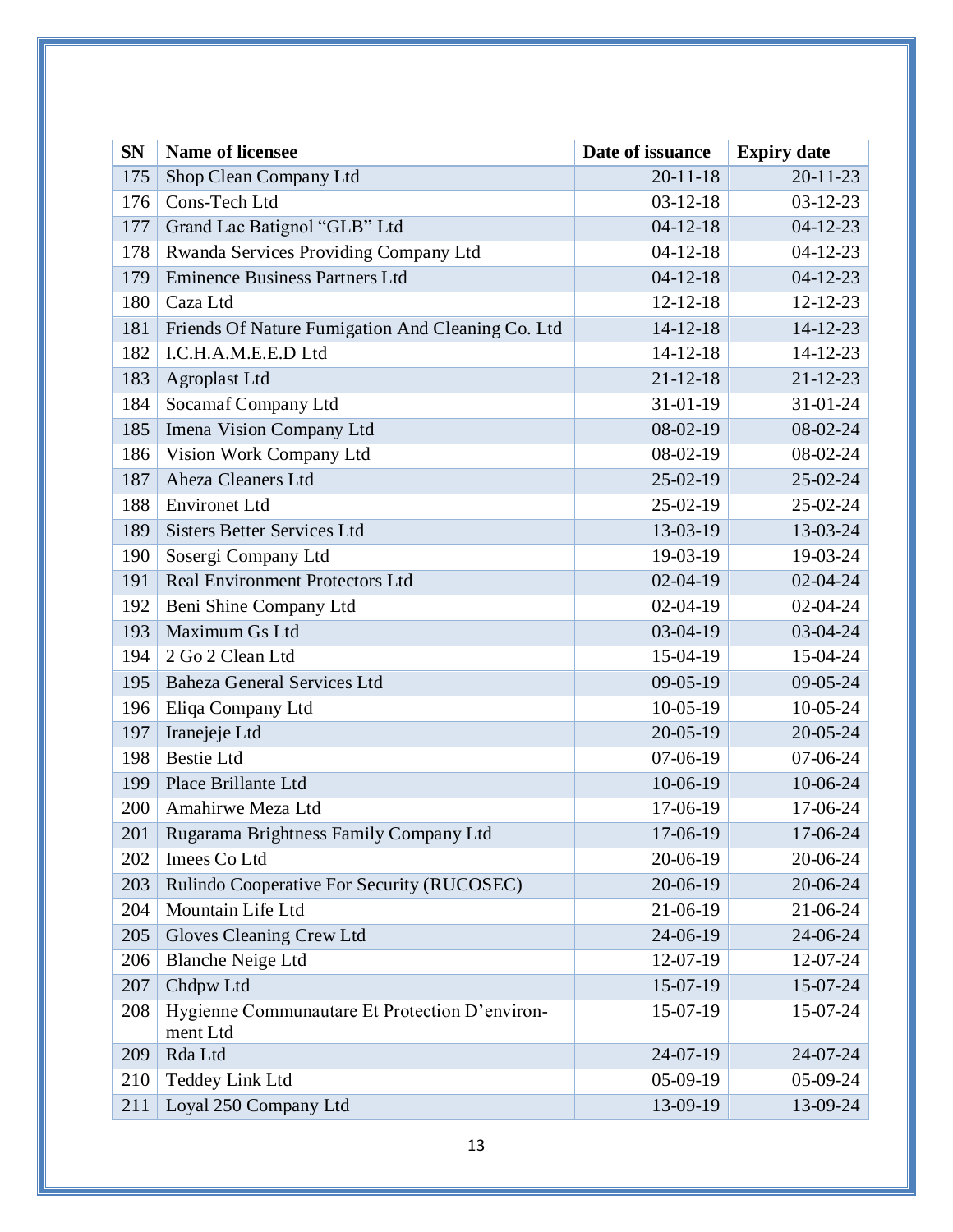| SN | Name of licensee | Date of issuance | Expiry date |
|---|---|---|---|
| 175 | Shop Clean Company Ltd | 20-11-18 | 20-11-23 |
| 176 | Cons-Tech Ltd | 03-12-18 | 03-12-23 |
| 177 | Grand Lac Batignol “GLB” Ltd | 04-12-18 | 04-12-23 |
| 178 | Rwanda Services Providing Company Ltd | 04-12-18 | 04-12-23 |
| 179 | Eminence Business Partners Ltd | 04-12-18 | 04-12-23 |
| 180 | Caza Ltd | 12-12-18 | 12-12-23 |
| 181 | Friends Of Nature Fumigation And Cleaning Co. Ltd | 14-12-18 | 14-12-23 |
| 182 | I.C.H.A.M.E.E.D Ltd | 14-12-18 | 14-12-23 |
| 183 | Agroplast Ltd | 21-12-18 | 21-12-23 |
| 184 | Socamaf Company Ltd | 31-01-19 | 31-01-24 |
| 185 | Imena Vision Company Ltd | 08-02-19 | 08-02-24 |
| 186 | Vision Work Company Ltd | 08-02-19 | 08-02-24 |
| 187 | Aheza Cleaners Ltd | 25-02-19 | 25-02-24 |
| 188 | Environet Ltd | 25-02-19 | 25-02-24 |
| 189 | Sisters Better Services Ltd | 13-03-19 | 13-03-24 |
| 190 | Sosergi Company Ltd | 19-03-19 | 19-03-24 |
| 191 | Real Environment Protectors Ltd | 02-04-19 | 02-04-24 |
| 192 | Beni Shine Company Ltd | 02-04-19 | 02-04-24 |
| 193 | Maximum Gs Ltd | 03-04-19 | 03-04-24 |
| 194 | 2 Go 2 Clean Ltd | 15-04-19 | 15-04-24 |
| 195 | Baheza General Services Ltd | 09-05-19 | 09-05-24 |
| 196 | Eliqa Company Ltd | 10-05-19 | 10-05-24 |
| 197 | Iranejeje Ltd | 20-05-19 | 20-05-24 |
| 198 | Bestie Ltd | 07-06-19 | 07-06-24 |
| 199 | Place Brillante Ltd | 10-06-19 | 10-06-24 |
| 200 | Amahirwe Meza Ltd | 17-06-19 | 17-06-24 |
| 201 | Rugarama Brightness Family Company Ltd | 17-06-19 | 17-06-24 |
| 202 | Imees Co Ltd | 20-06-19 | 20-06-24 |
| 203 | Rulindo Cooperative For Security (RUCOSEC) | 20-06-19 | 20-06-24 |
| 204 | Mountain Life Ltd | 21-06-19 | 21-06-24 |
| 205 | Gloves Cleaning Crew Ltd | 24-06-19 | 24-06-24 |
| 206 | Blanche Neige Ltd | 12-07-19 | 12-07-24 |
| 207 | Chdpw Ltd | 15-07-19 | 15-07-24 |
| 208 | Hygienne Communautare Et Protection D’environment Ltd | 15-07-19 | 15-07-24 |
| 209 | Rda Ltd | 24-07-19 | 24-07-24 |
| 210 | Teddey Link Ltd | 05-09-19 | 05-09-24 |
| 211 | Loyal 250 Company Ltd | 13-09-19 | 13-09-24 |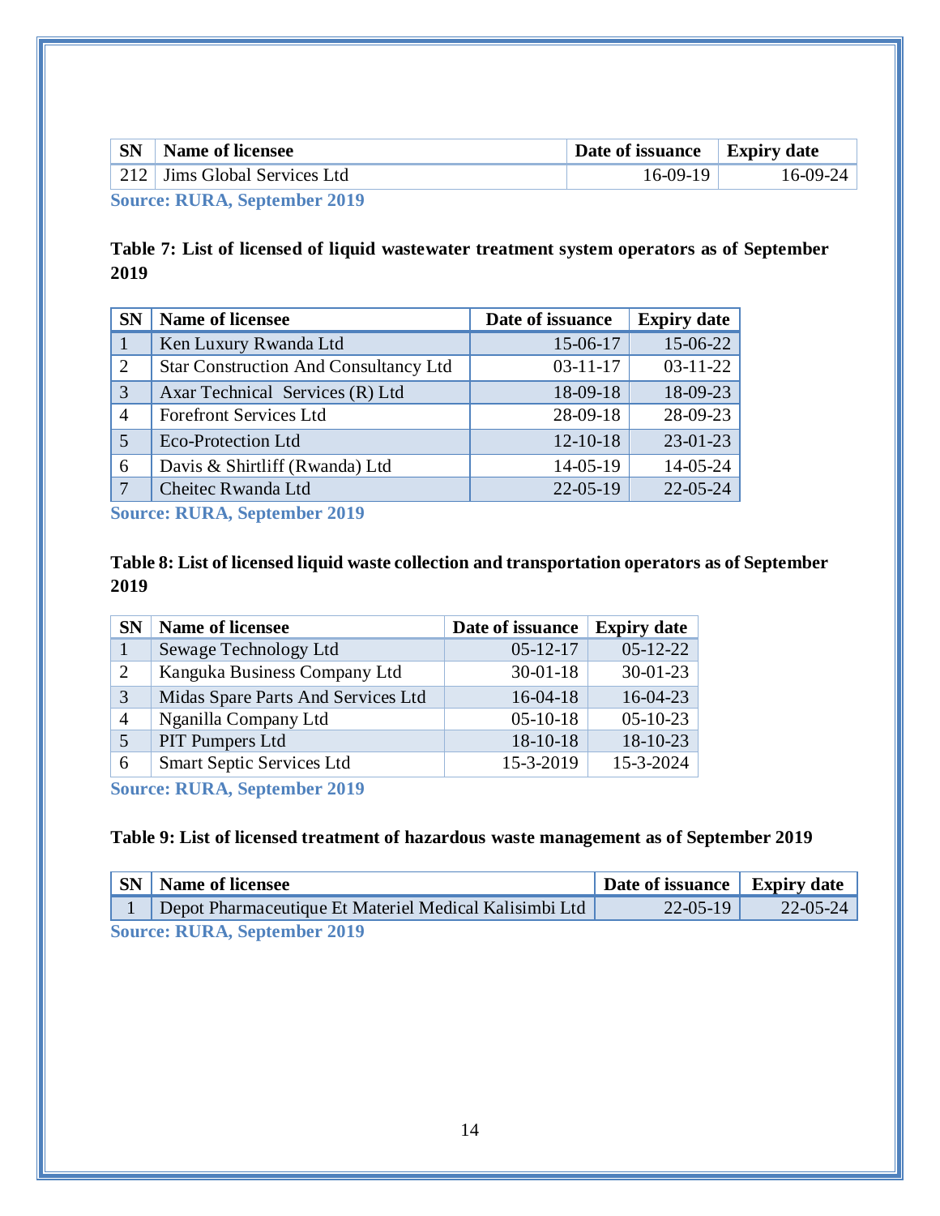| SN | Name of licensee | Date of issuance | Expiry date |
|---|---|---|---|
| 212 | Jims Global Services Ltd | 16-09-19 | 16-09-24 |

**Source: RURA, September 2019**

**Table 7: List of licensed of liquid wastewater treatment system operators as of September 2019**

| SN | Name of licensee | Date of issuance | Expiry date |
|---|---|---|---|
| 1 | Ken Luxury Rwanda Ltd | 15-06-17 | 15-06-22 |
| 2 | Star Construction And Consultancy Ltd | 03-11-17 | 03-11-22 |
| 3 | Axar Technical Services (R) Ltd | 18-09-18 | 18-09-23 |
| 4 | Forefront Services Ltd | 28-09-18 | 28-09-23 |
| 5 | Eco-Protection Ltd | 12-10-18 | 23-01-23 |
| 6 | Davis & Shirtliff (Rwanda) Ltd | 14-05-19 | 14-05-24 |
| 7 | Cheitec Rwanda Ltd | 22-05-19 | 22-05-24 |

**Source: RURA, September 2019**

**Table 8: List of licensed liquid waste collection and transportation operators as of September 2019**

| SN | Name of licensee | Date of issuance | Expiry date |
|---|---|---|---|
| 1 | Sewage Technology Ltd | 05-12-17 | 05-12-22 |
| 2 | Kanguka Business Company Ltd | 30-01-18 | 30-01-23 |
| 3 | Midas Spare Parts And Services Ltd | 16-04-18 | 16-04-23 |
| 4 | Nganilla Company Ltd | 05-10-18 | 05-10-23 |
| 5 | PIT Pumpers Ltd | 18-10-18 | 18-10-23 |
| 6 | Smart Septic Services Ltd | 15-3-2019 | 15-3-2024 |

**Source: RURA, September 2019**

**Table 9: List of licensed treatment of hazardous waste management as of September 2019**

| SN | Name of licensee | Date of issuance | Expiry date |
|---|---|---|---|
| 1 | Depot Pharmaceutique Et Materiel Medical Kalisimbi Ltd | 22-05-19 | 22-05-24 |

**Source: RURA, September 2019**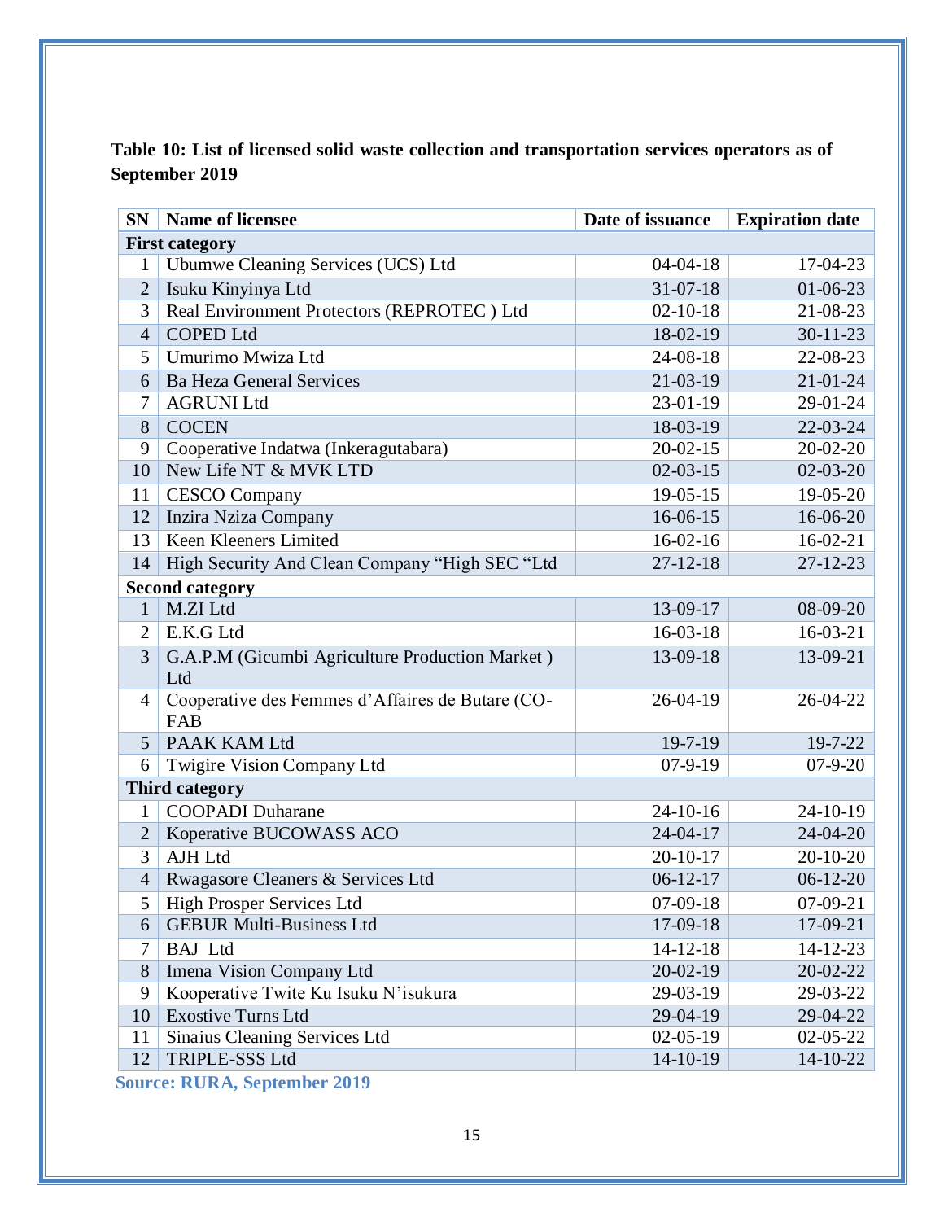**Table 10: List of licensed solid waste collection and transportation services operators as of September 2019**

| SN | Name of licensee | Date of issuance | Expiration date |
|---|---|---|---|
| **First category** | | | |
| 1 | Ubumwe Cleaning Services (UCS) Ltd | 04-04-18 | 17-04-23 |
| 2 | Isuku Kinyinya Ltd | 31-07-18 | 01-06-23 |
| 3 | Real Environment Protectors (REPROTEC ) Ltd | 02-10-18 | 21-08-23 |
| 4 | COPED Ltd | 18-02-19 | 30-11-23 |
| 5 | Umurimo Mwiza Ltd | 24-08-18 | 22-08-23 |
| 6 | Ba Heza General Services | 21-03-19 | 21-01-24 |
| 7 | AGRUNI Ltd | 23-01-19 | 29-01-24 |
| 8 | COCEN | 18-03-19 | 22-03-24 |
| 9 | Cooperative Indatwa (Inkeragutabara) | 20-02-15 | 20-02-20 |
| 10 | New Life NT & MVK LTD | 02-03-15 | 02-03-20 |
| 11 | CESCO Company | 19-05-15 | 19-05-20 |
| 12 | Inzira Nziza Company | 16-06-15 | 16-06-20 |
| 13 | Keen Kleeners Limited | 16-02-16 | 16-02-21 |
| 14 | High Security And Clean Company "High SEC "Ltd | 27-12-18 | 27-12-23 |
| **Second category** | | | |
| 1 | M.ZI Ltd | 13-09-17 | 08-09-20 |
| 2 | E.K.G Ltd | 16-03-18 | 16-03-21 |
| 3 | G.A.P.M (Gicumbi Agriculture Production Market ) Ltd | 13-09-18 | 13-09-21 |
| 4 | Cooperative des Femmes d'Affaires de Butare (CO-FAB | 26-04-19 | 26-04-22 |
| 5 | PAAK KAM Ltd | 19-7-19 | 19-7-22 |
| 6 | Twigire Vision Company Ltd | 07-9-19 | 07-9-20 |
| **Third category** | | | |
| 1 | COOPADI Duharane | 24-10-16 | 24-10-19 |
| 2 | Koperative BUCOWASS ACO | 24-04-17 | 24-04-20 |
| 3 | AJH Ltd | 20-10-17 | 20-10-20 |
| 4 | Rwagasore Cleaners & Services Ltd | 06-12-17 | 06-12-20 |
| 5 | High Prosper Services Ltd | 07-09-18 | 07-09-21 |
| 6 | GEBUR Multi-Business Ltd | 17-09-18 | 17-09-21 |
| 7 | BAJ Ltd | 14-12-18 | 14-12-23 |
| 8 | Imena Vision Company Ltd | 20-02-19 | 20-02-22 |
| 9 | Kooperative Twite Ku Isuku N'isukura | 29-03-19 | 29-03-22 |
| 10 | Exostive Turns Ltd | 29-04-19 | 29-04-22 |
| 11 | Sinaius Cleaning Services Ltd | 02-05-19 | 02-05-22 |
| 12 | TRIPLE-SSS Ltd | 14-10-19 | 14-10-22 |

**Source: RURA, September 2019**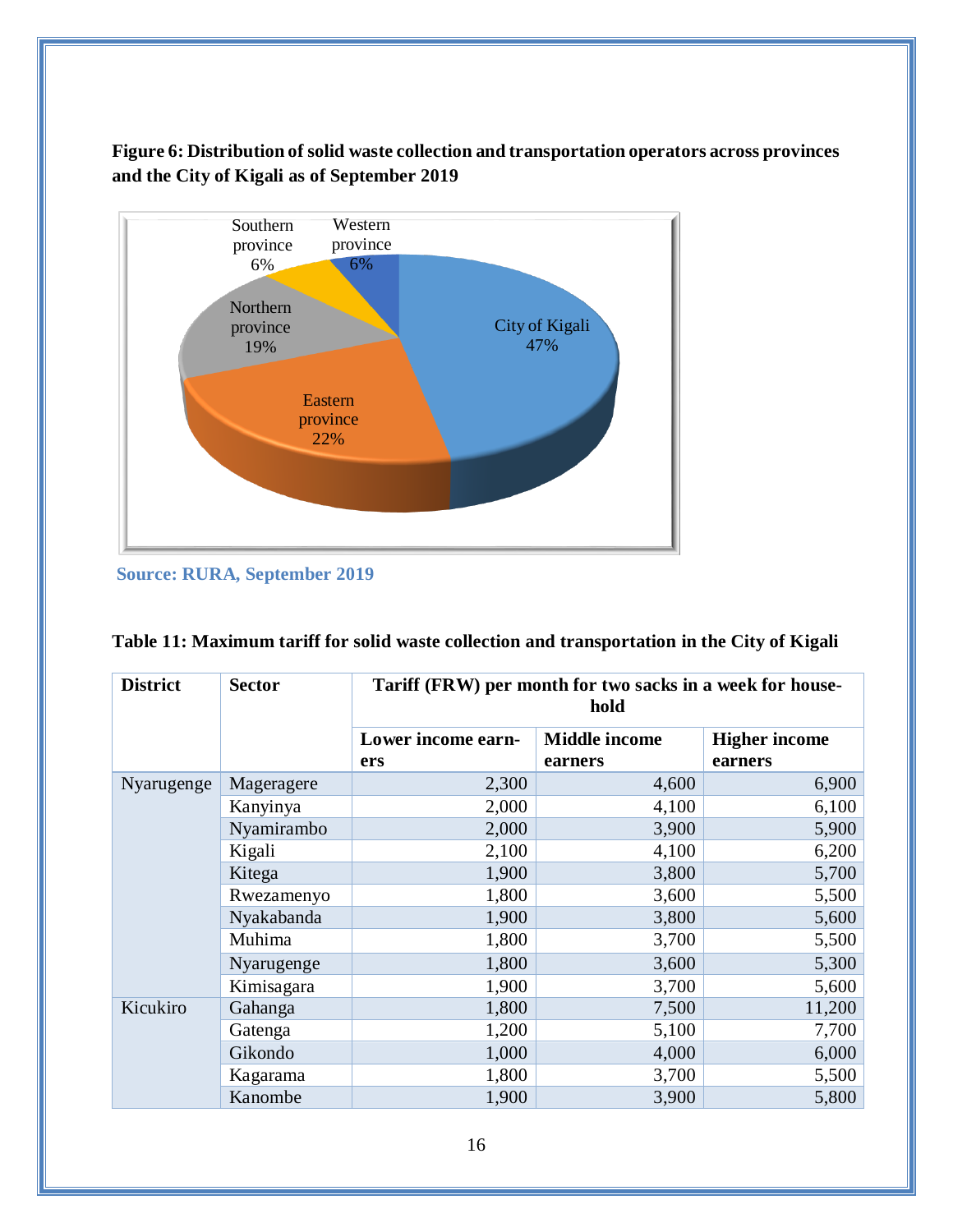**Figure 6: Distribution of solid waste collection and transportation operators across provinces and the City of Kigali as of September 2019**

Source: RURA, September 2019

**Table 11: Maximum tariff for solid waste collection and transportation in the City of Kigali**

| District | Sector | Tariff (FRW) per month for two sacks in a week for household | | |
|---|---|---|---|---|
| | | Lower income earners | Middle income earners | Higher income earners |
| Nyarugenge | Mageragere | 2,300 | 4,600 | 6,900 |
| | Kanyinya | 2,000 | 4,100 | 6,100 |
| | Nyamirambo | 2,000 | 3,900 | 5,900 |
| | Kigali | 2,100 | 4,100 | 6,200 |
| | Kitega | 1,900 | 3,800 | 5,700 |
| | Rwezamenyo | 1,800 | 3,600 | 5,500 |
| | Nyakabanda | 1,900 | 3,800 | 5,600 |
| | Muhima | 1,800 | 3,700 | 5,500 |
| | Nyarugenge | 1,800 | 3,600 | 5,300 |
| | Kimisagara | 1,900 | 3,700 | 5,600 |
| Kicukiro | Gahanga | 1,800 | 7,500 | 11,200 |
| | Gatenga | 1,200 | 5,100 | 7,700 |
| | Gikondo | 1,000 | 4,000 | 6,000 |
| | Kagarama | 1,800 | 3,700 | 5,500 |
| | Kanombe | 1,900 | 3,900 | 5,800 |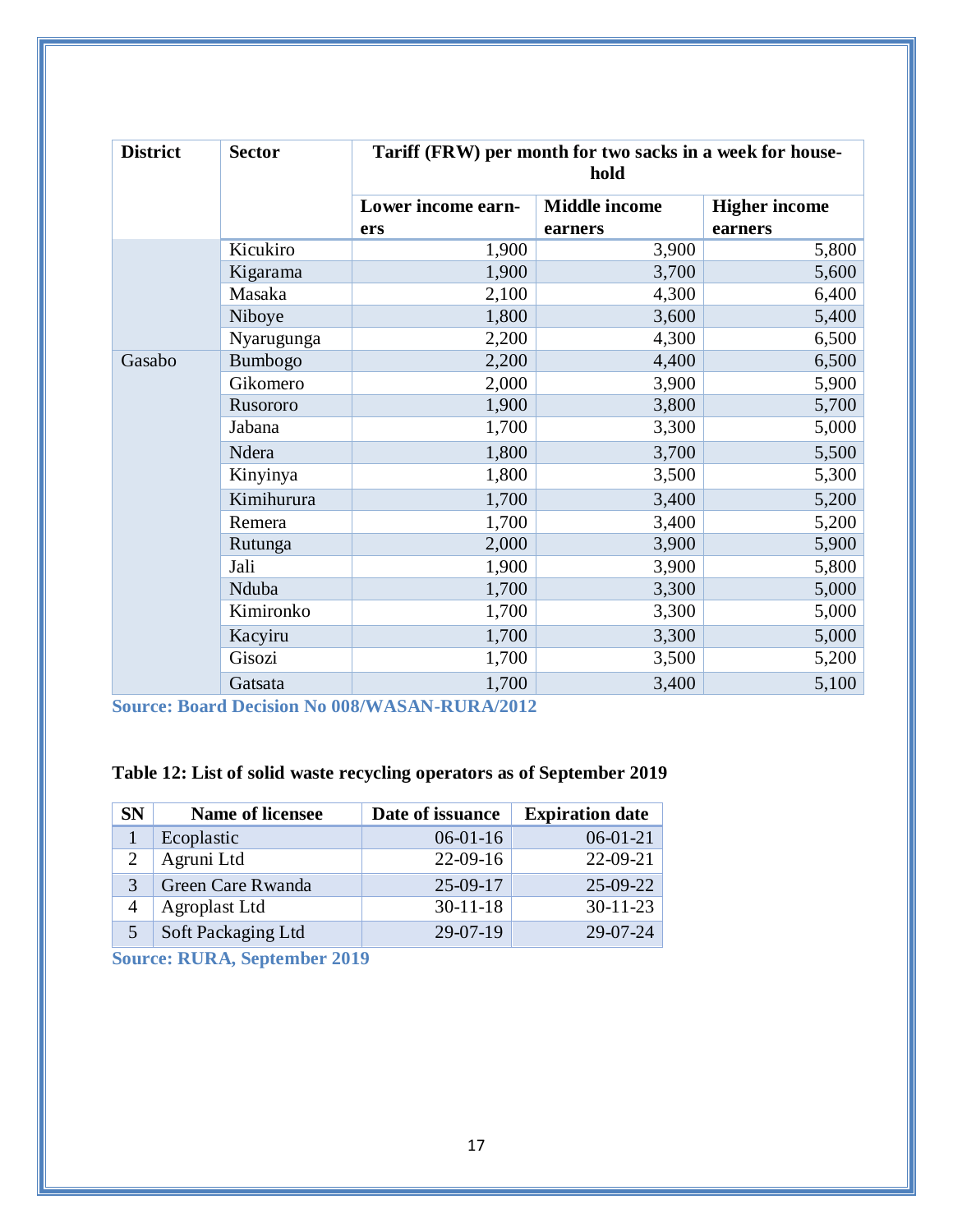| District | Sector | Tariff (FRW) per month for two sacks in a week for house-hold | | |
|---|---|---|---|---|
| | | Lower income earn-ers | Middle income earners | Higher income earners |
| | Kicukiro | 1,900 | 3,900 | 5,800 |
| | Kigarama | 1,900 | 3,700 | 5,600 |
| | Masaka | 2,100 | 4,300 | 6,400 |
| | Niboye | 1,800 | 3,600 | 5,400 |
| | Nyarugunga | 2,200 | 4,300 | 6,500 |
| Gasabo | Bumbogo | 2,200 | 4,400 | 6,500 |
| | Gikomero | 2,000 | 3,900 | 5,900 |
| | Rusororo | 1,900 | 3,800 | 5,700 |
| | Jabana | 1,700 | 3,300 | 5,000 |
| | Ndera | 1,800 | 3,700 | 5,500 |
| | Kinyinya | 1,800 | 3,500 | 5,300 |
| | Kimihurura | 1,700 | 3,400 | 5,200 |
| | Remera | 1,700 | 3,400 | 5,200 |
| | Rutunga | 2,000 | 3,900 | 5,900 |
| | Jali | 1,900 | 3,900 | 5,800 |
| | Nduba | 1,700 | 3,300 | 5,000 |
| | Kimironko | 1,700 | 3,300 | 5,000 |
| | Kacyiru | 1,700 | 3,300 | 5,000 |
| | Gisozi | 1,700 | 3,500 | 5,200 |
| | Gatsata | 1,700 | 3,400 | 5,100 |

**Source: Board Decision No 008/WASAN-RURA/2012**

**Table 12: List of solid waste recycling operators as of September 2019**

| SN | Name of licensee | Date of issuance | Expiration date |
|---|---|---|---|
| 1 | Ecoplastic | 06-01-16 | 06-01-21 |
| 2 | Agruni Ltd | 22-09-16 | 22-09-21 |
| 3 | Green Care Rwanda | 25-09-17 | 25-09-22 |
| 4 | Agroplast Ltd | 30-11-18 | 30-11-23 |
| 5 | Soft Packaging Ltd | 29-07-19 | 29-07-24 |

**Source: RURA, September 2019**